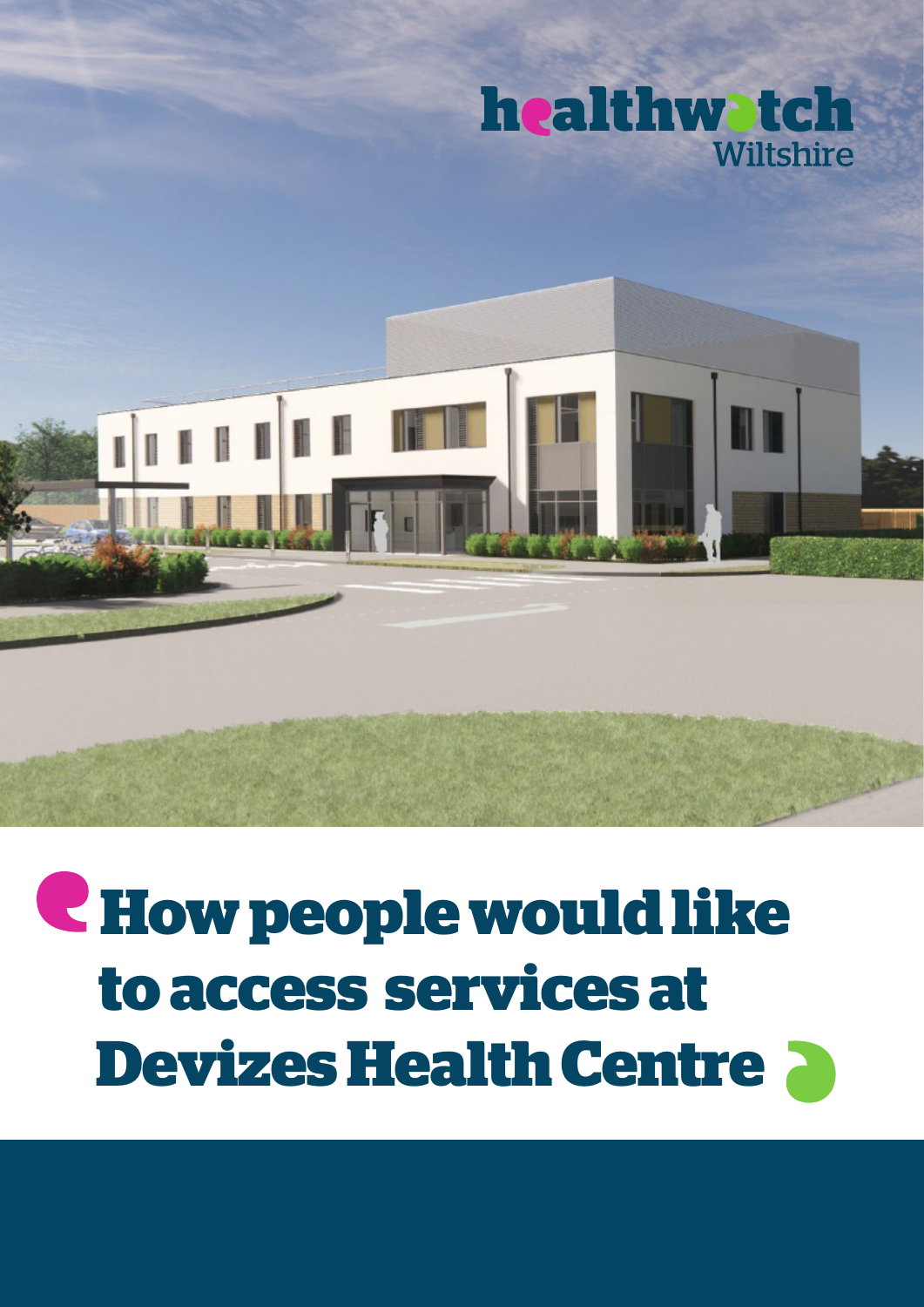healthwatch Wiltshire

# How people would like to access services at Devizes Health Centre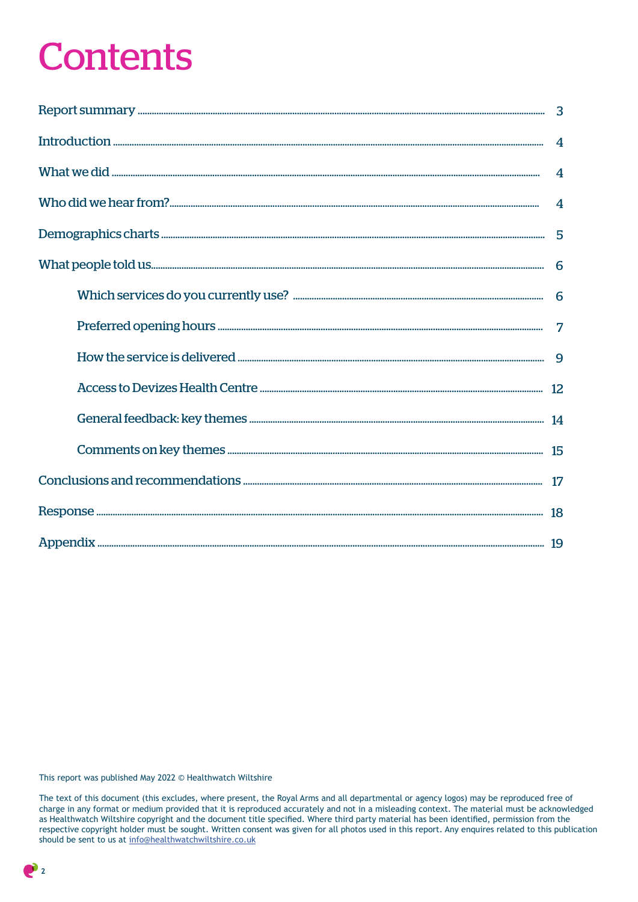# Contents

| | |
|---|---|
| Report summary | 3 |
| Introduction | 4 |
| What we did | 4 |
| Who did we hear from? | 4 |
| Demographics charts | 5 |
| What people told us | 6 |
| Which services do you currently use? | 6 |
| Preferred opening hours | 7 |
| How the service is delivered | 9 |
| Access to Devizes Health Centre | 12 |
| General feedback: key themes | 14 |
| Comments on key themes | 15 |
| Conclusions and recommendations | 17 |
| Response | 18 |
| Appendix | 19 |

This report was published May 2022 © Healthwatch Wiltshire

The text of this document (this excludes, where present, the Royal Arms and all departmental or agency logos) may be reproduced free of charge in any format or medium provided that it is reproduced accurately and not in a misleading context. The material must be acknowledged as Healthwatch Wiltshire copyright and the document title specified. Where third party material has been identified, permission from the respective copyright holder must be sought. Written consent was given for all photos used in this report. Any enquires related to this publication should be sent to us at info@healthwatchwiltshire.co.uk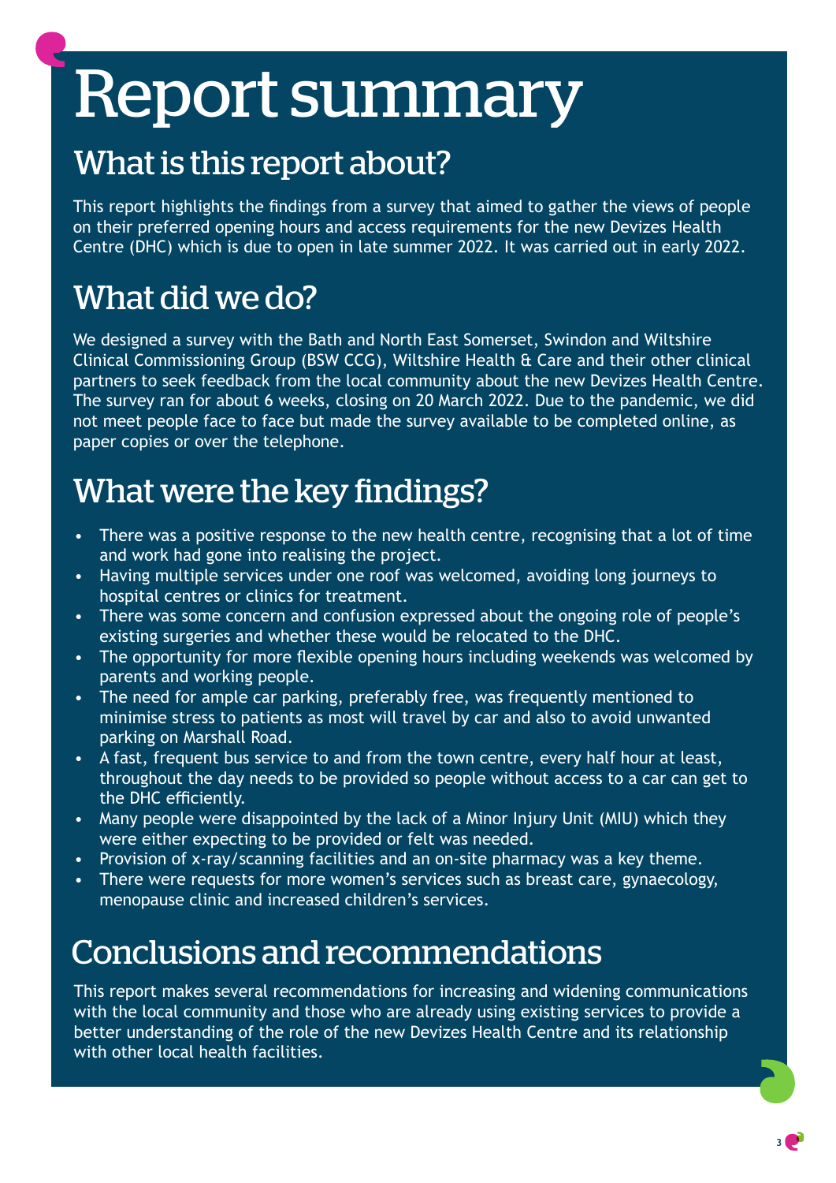# Report summary

## What is this report about?

This report highlights the findings from a survey that aimed to gather the views of people on their preferred opening hours and access requirements for the new Devizes Health Centre (DHC) which is due to open in late summer 2022. It was carried out in early 2022.

## What did we do?

We designed a survey with the Bath and North East Somerset, Swindon and Wiltshire Clinical Commissioning Group (BSW CCG), Wiltshire Health & Care and their other clinical partners to seek feedback from the local community about the new Devizes Health Centre. The survey ran for about 6 weeks, closing on 20 March 2022. Due to the pandemic, we did not meet people face to face but made the survey available to be completed online, as paper copies or over the telephone.

## What were the key findings?

- There was a positive response to the new health centre, recognising that a lot of time and work had gone into realising the project.
- Having multiple services under one roof was welcomed, avoiding long journeys to hospital centres or clinics for treatment.
- There was some concern and confusion expressed about the ongoing role of people's existing surgeries and whether these would be relocated to the DHC.
- The opportunity for more flexible opening hours including weekends was welcomed by parents and working people.
- The need for ample car parking, preferably free, was frequently mentioned to minimise stress to patients as most will travel by car and also to avoid unwanted parking on Marshall Road.
- A fast, frequent bus service to and from the town centre, every half hour at least, throughout the day needs to be provided so people without access to a car can get to the DHC efficiently.
- Many people were disappointed by the lack of a Minor Injury Unit (MIU) which they were either expecting to be provided or felt was needed.
- Provision of x-ray/scanning facilities and an on-site pharmacy was a key theme.
- There were requests for more women's services such as breast care, gynaecology, menopause clinic and increased children's services.

## Conclusions and recommendations

This report makes several recommendations for increasing and widening communications with the local community and those who are already using existing services to provide a better understanding of the role of the new Devizes Health Centre and its relationship with other local health facilities.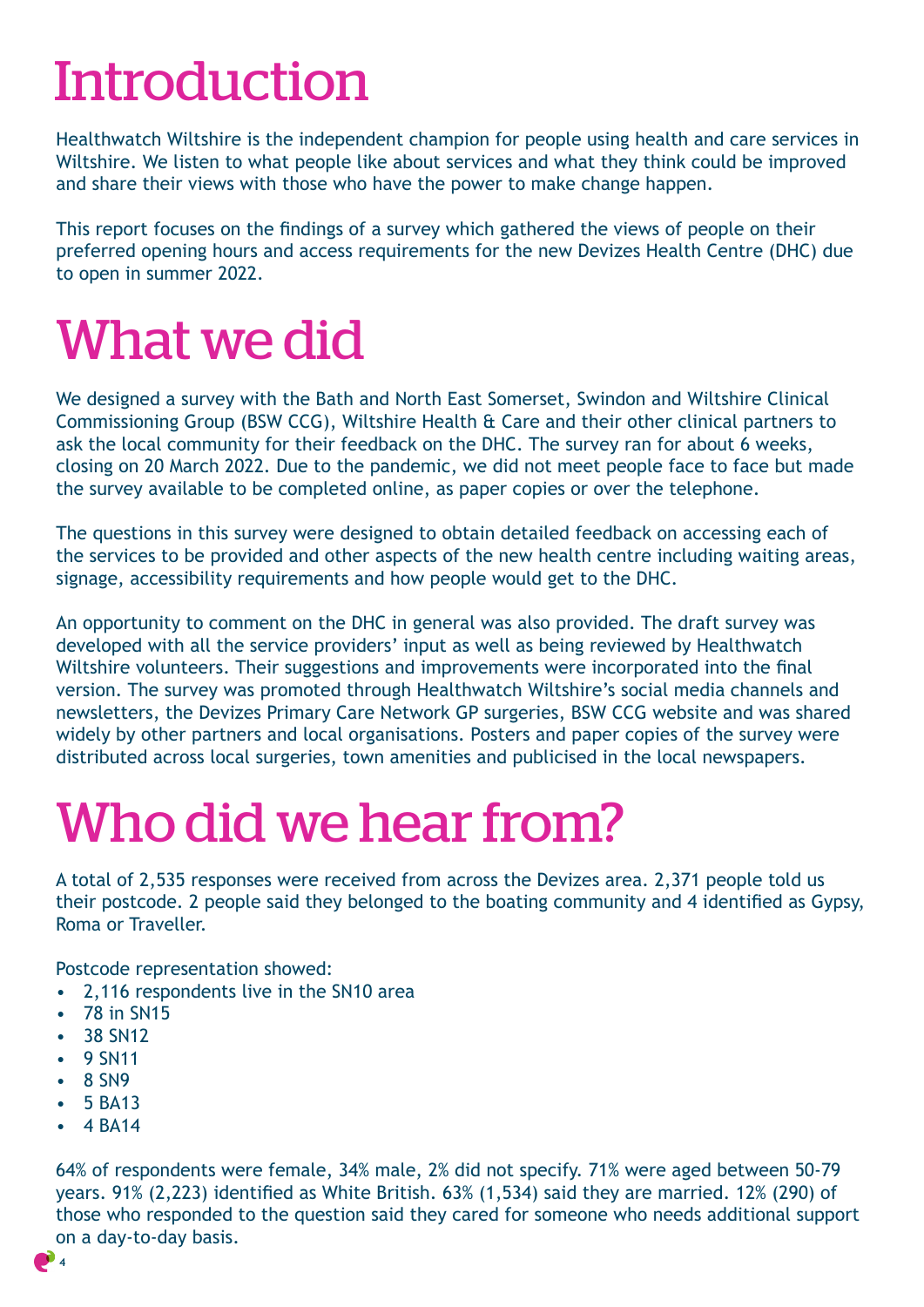# Introduction

Healthwatch Wiltshire is the independent champion for people using health and care services in Wiltshire. We listen to what people like about services and what they think could be improved and share their views with those who have the power to make change happen.

This report focuses on the findings of a survey which gathered the views of people on their preferred opening hours and access requirements for the new Devizes Health Centre (DHC) due to open in summer 2022.

# What we did

We designed a survey with the Bath and North East Somerset, Swindon and Wiltshire Clinical Commissioning Group (BSW CCG), Wiltshire Health & Care and their other clinical partners to ask the local community for their feedback on the DHC. The survey ran for about 6 weeks, closing on 20 March 2022. Due to the pandemic, we did not meet people face to face but made the survey available to be completed online, as paper copies or over the telephone.

The questions in this survey were designed to obtain detailed feedback on accessing each of the services to be provided and other aspects of the new health centre including waiting areas, signage, accessibility requirements and how people would get to the DHC.

An opportunity to comment on the DHC in general was also provided. The draft survey was developed with all the service providers' input as well as being reviewed by Healthwatch Wiltshire volunteers. Their suggestions and improvements were incorporated into the final version. The survey was promoted through Healthwatch Wiltshire's social media channels and newsletters, the Devizes Primary Care Network GP surgeries, BSW CCG website and was shared widely by other partners and local organisations. Posters and paper copies of the survey were distributed across local surgeries, town amenities and publicised in the local newspapers.

# Who did we hear from?

A total of 2,535 responses were received from across the Devizes area. 2,371 people told us their postcode. 2 people said they belonged to the boating community and 4 identified as Gypsy, Roma or Traveller.

Postcode representation showed:

- 2,116 respondents live in the SN10 area
- 78 in SN15
- 38 SN12
- 9 SN11
- 8 SN9
- 5 BA13
- 4 BA14

64% of respondents were female, 34% male, 2% did not specify. 71% were aged between 50-79 years. 91% (2,223) identified as White British. 63% (1,534) said they are married. 12% (290) of those who responded to the question said they cared for someone who needs additional support on a day-to-day basis.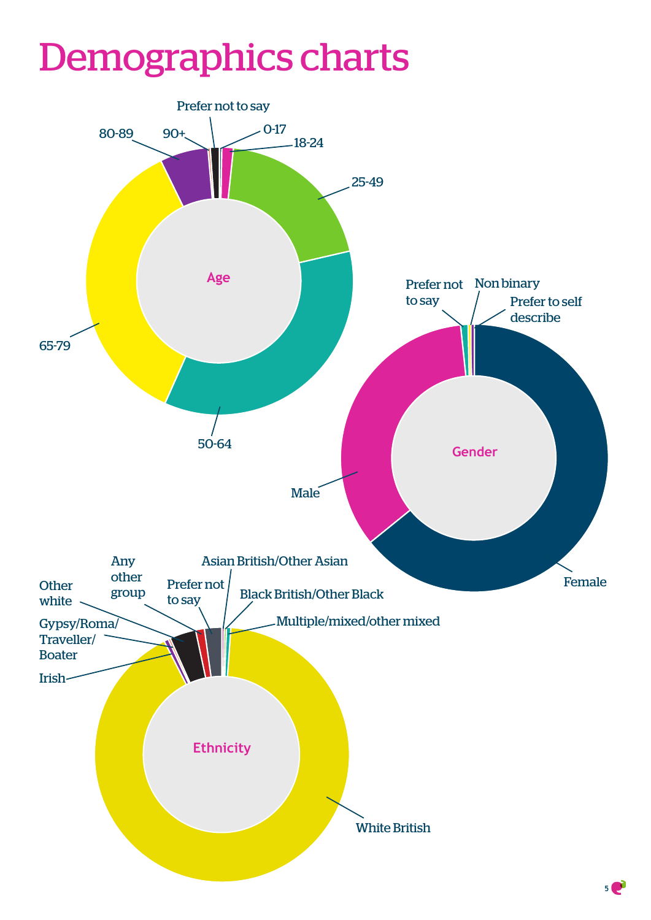# Demographics charts

**Age**

Prefer not to say
0-17
18-24
25-49
50-64
65-79
80-89
90+

**Gender**

Prefer not to say
Non binary
Prefer to self describe
Female
Male

**Ethnicity**

Asian British/Other Asian
Black British/Other Black
Multiple/mixed/other mixed
White British
Irish
Gypsy/Roma/Traveller/Boater
Other white
Any other group
Prefer not to say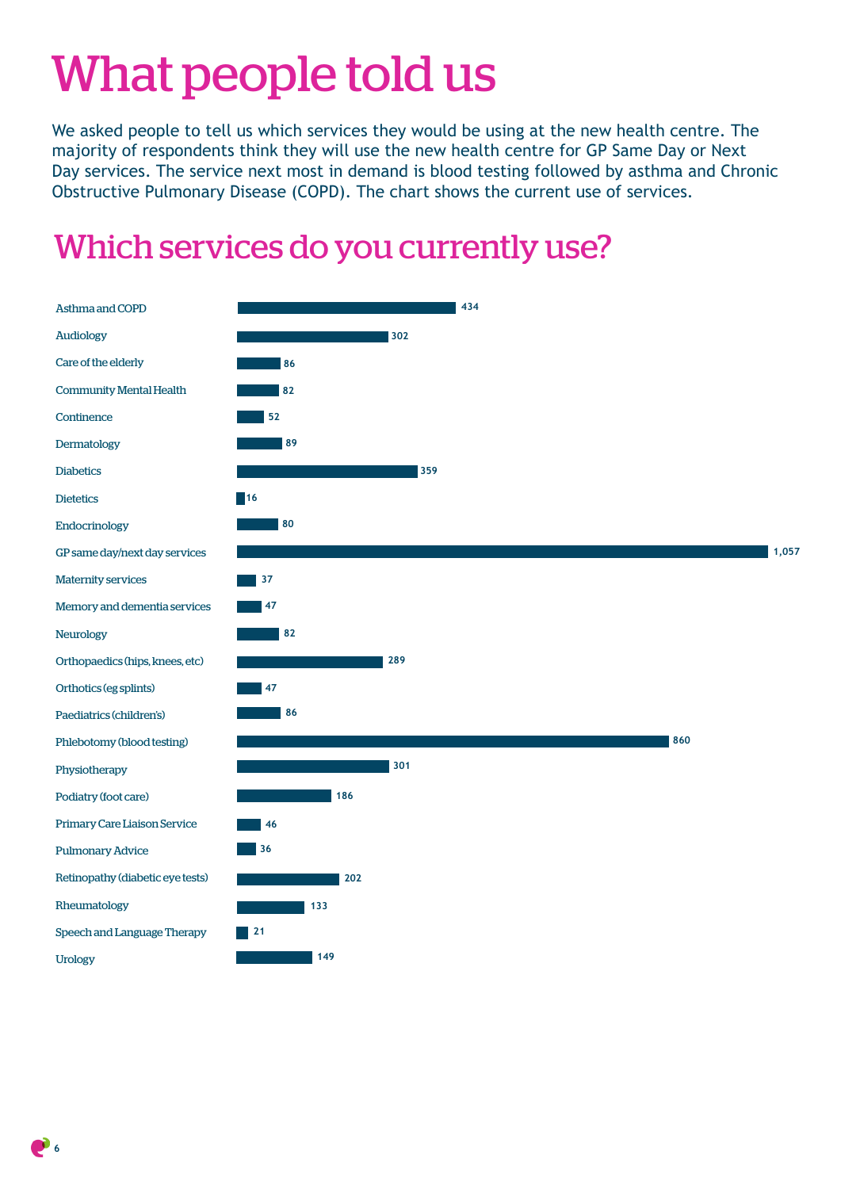# What people told us

We asked people to tell us which services they would be using at the new health centre. The majority of respondents think they will use the new health centre for GP Same Day or Next Day services. The service next most in demand is blood testing followed by asthma and Chronic Obstructive Pulmonary Disease (COPD). The chart shows the current use of services.

## Which services do you currently use?

| Service | Number |
|---|---|
| Asthma and COPD | 434 |
| Audiology | 302 |
| Care of the elderly | 86 |
| Community Mental Health | 82 |
| Continence | 52 |
| Dermatology | 89 |
| Diabetics | 359 |
| Dietetics | 16 |
| Endocrinology | 80 |
| GP same day/next day services | 1,057 |
| Maternity services | 37 |
| Memory and dementia services | 47 |
| Neurology | 82 |
| Orthopaedics (hips, knees, etc) | 289 |
| Orthotics (eg splints) | 47 |
| Paediatrics (children's) | 86 |
| Phlebotomy (blood testing) | 860 |
| Physiotherapy | 301 |
| Podiatry (foot care) | 186 |
| Primary Care Liaison Service | 46 |
| Pulmonary Advice | 36 |
| Retinopathy (diabetic eye tests) | 202 |
| Rheumatology | 133 |
| Speech and Language Therapy | 21 |
| Urology | 149 |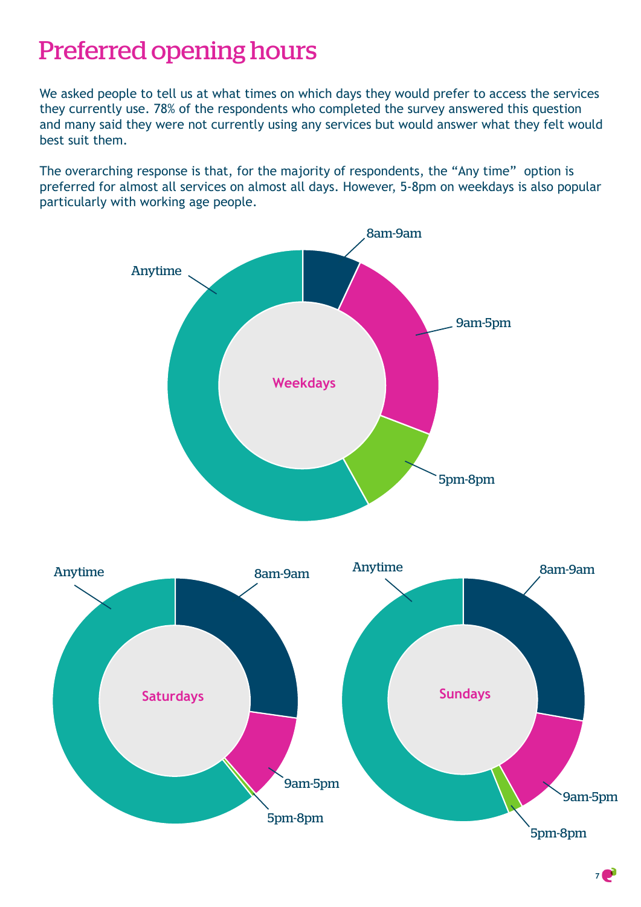# Preferred opening hours

We asked people to tell us at what times on which days they would prefer to access the services they currently use. 78% of the respondents who completed the survey answered this question and many said they were not currently using any services but would answer what they felt would best suit them.

The overarching response is that, for the majority of respondents, the "Any time" option is preferred for almost all services on almost all days. However, 5-8pm on weekdays is also popular particularly with working age people.

Weekdays: Anytime, 8am-9am, 9am-5pm, 5pm-8pm

Saturdays: Anytime, 8am-9am, 9am-5pm, 5pm-8pm

Sundays: Anytime, 8am-9am, 9am-5pm, 5pm-8pm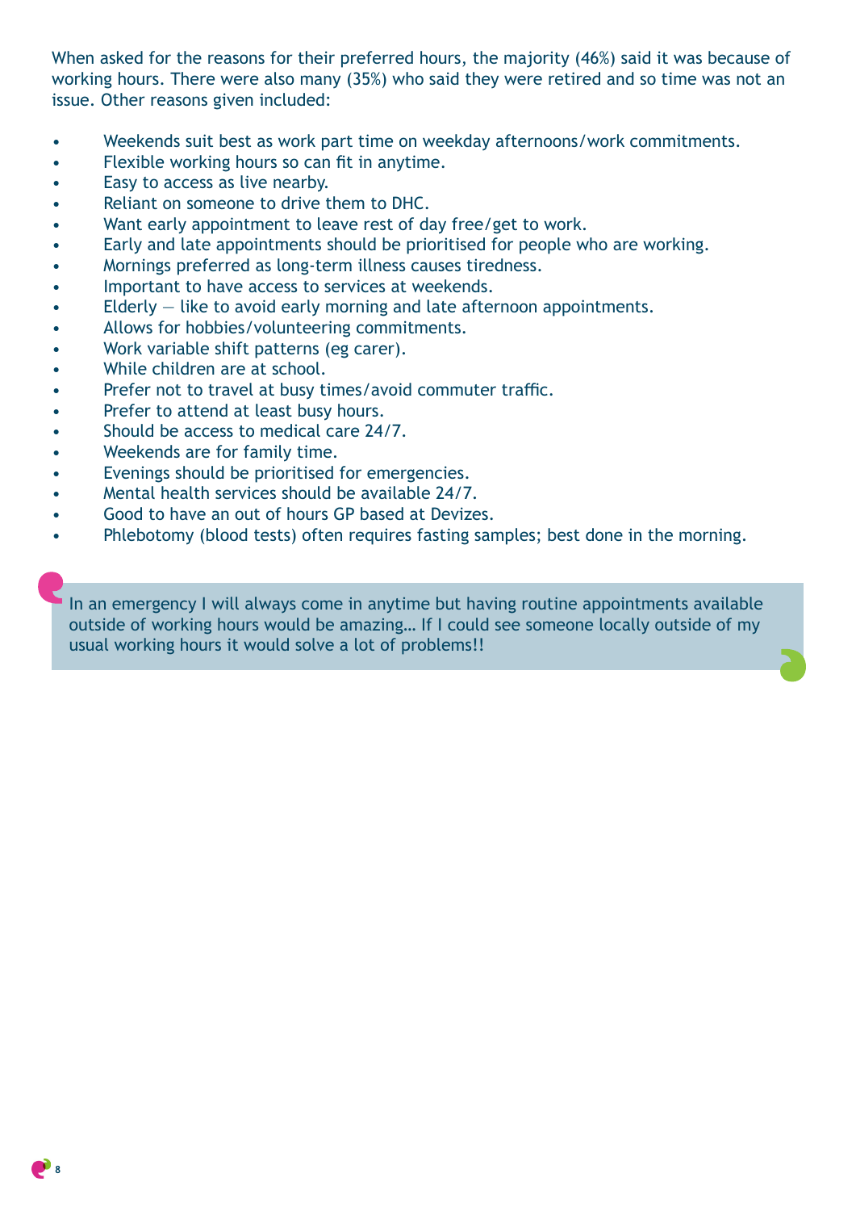When asked for the reasons for their preferred hours, the majority (46%) said it was because of working hours. There were also many (35%) who said they were retired and so time was not an issue. Other reasons given included:

- Weekends suit best as work part time on weekday afternoons/work commitments.
- Flexible working hours so can fit in anytime.
- Easy to access as live nearby.
- Reliant on someone to drive them to DHC.
- Want early appointment to leave rest of day free/get to work.
- Early and late appointments should be prioritised for people who are working.
- Mornings preferred as long-term illness causes tiredness.
- Important to have access to services at weekends.
- Elderly – like to avoid early morning and late afternoon appointments.
- Allows for hobbies/volunteering commitments.
- Work variable shift patterns (eg carer).
- While children are at school.
- Prefer not to travel at busy times/avoid commuter traffic.
- Prefer to attend at least busy hours.
- Should be access to medical care 24/7.
- Weekends are for family time.
- Evenings should be prioritised for emergencies.
- Mental health services should be available 24/7.
- Good to have an out of hours GP based at Devizes.
- Phlebotomy (blood tests) often requires fasting samples; best done in the morning.

> In an emergency I will always come in anytime but having routine appointments available outside of working hours would be amazing… If I could see someone locally outside of my usual working hours it would solve a lot of problems!!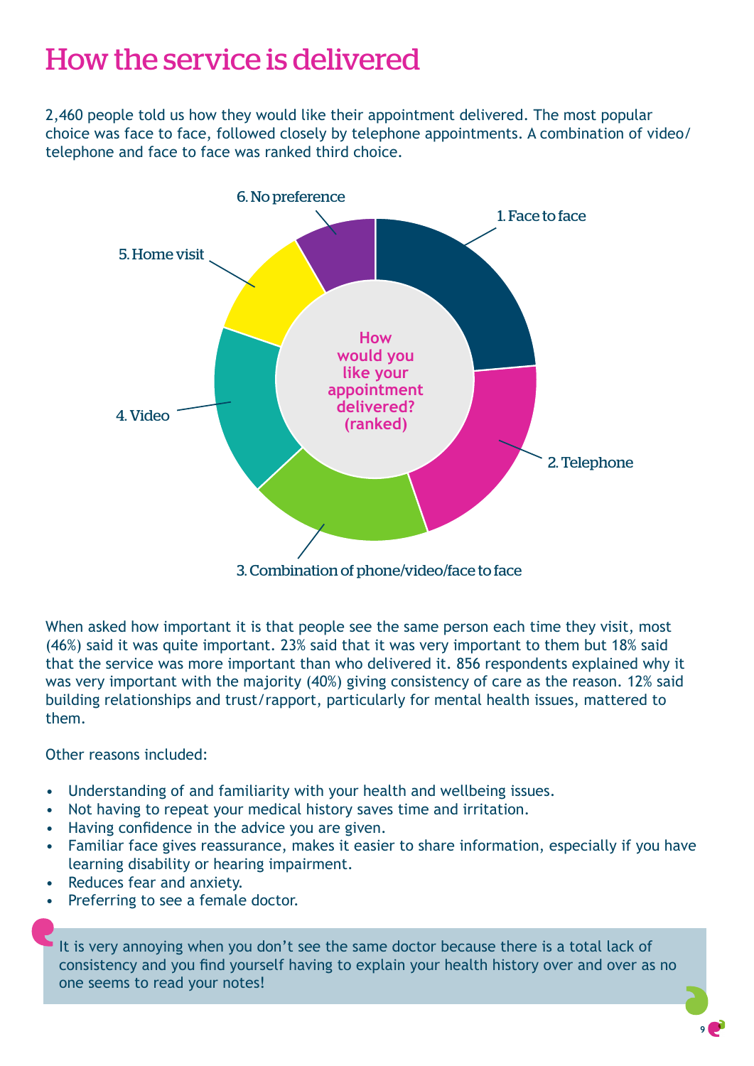# How the service is delivered

2,460 people told us how they would like their appointment delivered. The most popular choice was face to face, followed closely by telephone appointments. A combination of video/telephone and face to face was ranked third choice.

How would you like your appointment delivered? (ranked)

1. Face to face
2. Telephone
3. Combination of phone/video/face to face
4. Video
5. Home visit
6. No preference

When asked how important it is that people see the same person each time they visit, most (46%) said it was quite important. 23% said that it was very important to them but 18% said that the service was more important than who delivered it. 856 respondents explained why it was very important with the majority (40%) giving consistency of care as the reason. 12% said building relationships and trust/rapport, particularly for mental health issues, mattered to them.

Other reasons included:

- Understanding of and familiarity with your health and wellbeing issues.
- Not having to repeat your medical history saves time and irritation.
- Having confidence in the advice you are given.
- Familiar face gives reassurance, makes it easier to share information, especially if you have learning disability or hearing impairment.
- Reduces fear and anxiety.
- Preferring to see a female doctor.

> It is very annoying when you don't see the same doctor because there is a total lack of consistency and you find yourself having to explain your health history over and over as no one seems to read your notes!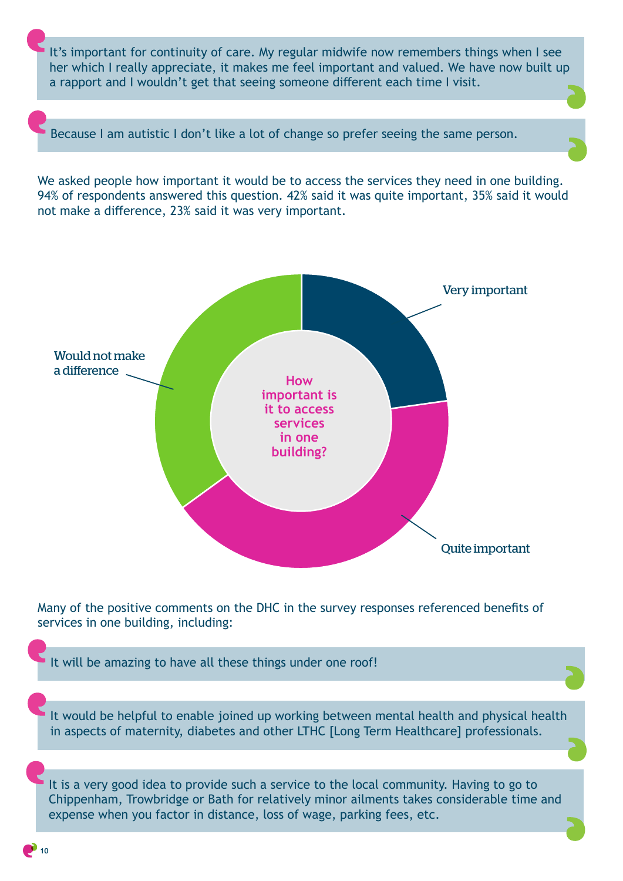> It's important for continuity of care. My regular midwife now remembers things when I see her which I really appreciate, it makes me feel important and valued. We have now built up a rapport and I wouldn't get that seeing someone different each time I visit.

> Because I am autistic I don't like a lot of change so prefer seeing the same person.

We asked people how important it would be to access the services they need in one building. 94% of respondents answered this question. 42% said it was quite important, 35% said it would not make a difference, 23% said it was very important.

**How important is it to access services in one building?**

- Very important
- Quite important
- Would not make a difference

Many of the positive comments on the DHC in the survey responses referenced benefits of services in one building, including:

> It will be amazing to have all these things under one roof!

> It would be helpful to enable joined up working between mental health and physical health in aspects of maternity, diabetes and other LTHC [Long Term Healthcare] professionals.

> It is a very good idea to provide such a service to the local community. Having to go to Chippenham, Trowbridge or Bath for relatively minor ailments takes considerable time and expense when you factor in distance, loss of wage, parking fees, etc.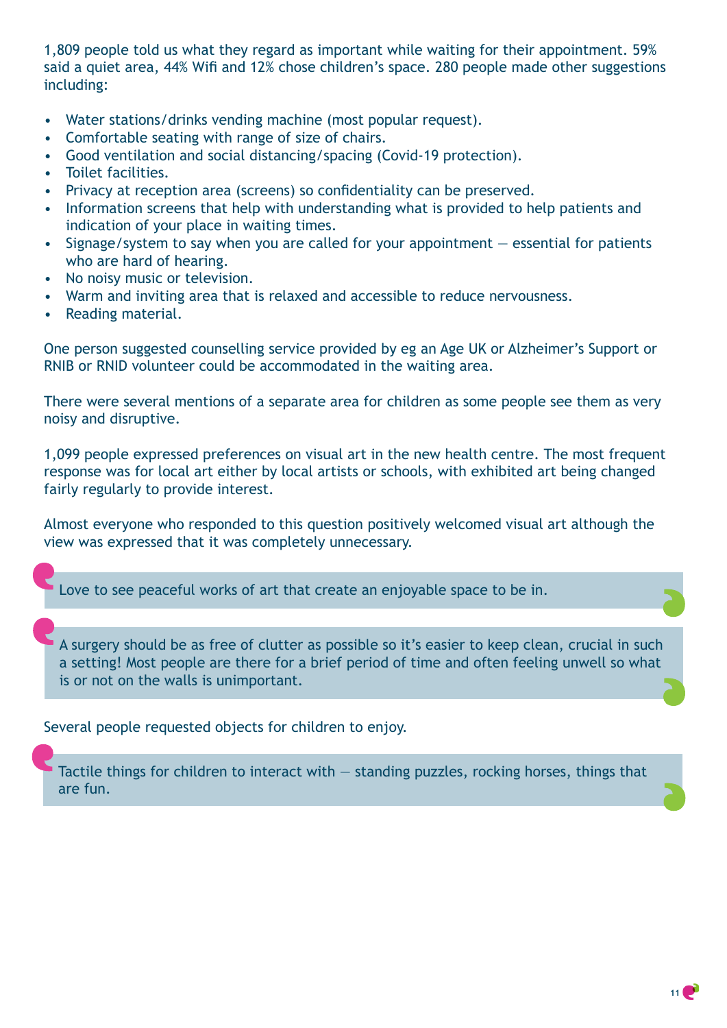1,809 people told us what they regard as important while waiting for their appointment. 59% said a quiet area, 44% Wifi and 12% chose children's space. 280 people made other suggestions including:

- Water stations/drinks vending machine (most popular request).
- Comfortable seating with range of size of chairs.
- Good ventilation and social distancing/spacing (Covid-19 protection).
- Toilet facilities.
- Privacy at reception area (screens) so confidentiality can be preserved.
- Information screens that help with understanding what is provided to help patients and indication of your place in waiting times.
- Signage/system to say when you are called for your appointment — essential for patients who are hard of hearing.
- No noisy music or television.
- Warm and inviting area that is relaxed and accessible to reduce nervousness.
- Reading material.

One person suggested counselling service provided by eg an Age UK or Alzheimer's Support or RNIB or RNID volunteer could be accommodated in the waiting area.

There were several mentions of a separate area for children as some people see them as very noisy and disruptive.

1,099 people expressed preferences on visual art in the new health centre. The most frequent response was for local art either by local artists or schools, with exhibited art being changed fairly regularly to provide interest.

Almost everyone who responded to this question positively welcomed visual art although the view was expressed that it was completely unnecessary.

> Love to see peaceful works of art that create an enjoyable space to be in.

> A surgery should be as free of clutter as possible so it's easier to keep clean, crucial in such a setting! Most people are there for a brief period of time and often feeling unwell so what is or not on the walls is unimportant.

Several people requested objects for children to enjoy.

> Tactile things for children to interact with — standing puzzles, rocking horses, things that are fun.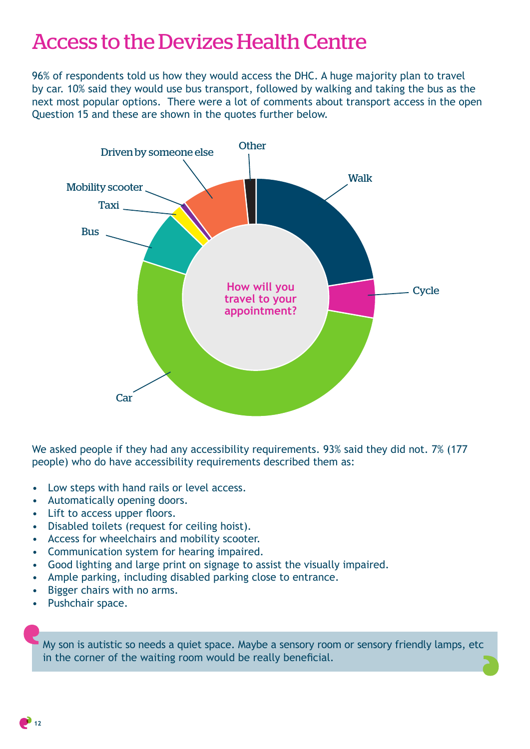# Access to the Devizes Health Centre

96% of respondents told us how they would access the DHC. A huge majority plan to travel by car. 10% said they would use bus transport, followed by walking and taking the bus as the next most popular options. There were a lot of comments about transport access in the open Question 15 and these are shown in the quotes further below.

How will you travel to your appointment?

Walk, Cycle, Car, Bus, Taxi, Mobility scooter, Driven by someone else, Other

We asked people if they had any accessibility requirements. 93% said they did not. 7% (177 people) who do have accessibility requirements described them as:

- Low steps with hand rails or level access.
- Automatically opening doors.
- Lift to access upper floors.
- Disabled toilets (request for ceiling hoist).
- Access for wheelchairs and mobility scooter.
- Communication system for hearing impaired.
- Good lighting and large print on signage to assist the visually impaired.
- Ample parking, including disabled parking close to entrance.
- Bigger chairs with no arms.
- Pushchair space.

> My son is autistic so needs a quiet space. Maybe a sensory room or sensory friendly lamps, etc in the corner of the waiting room would be really beneficial.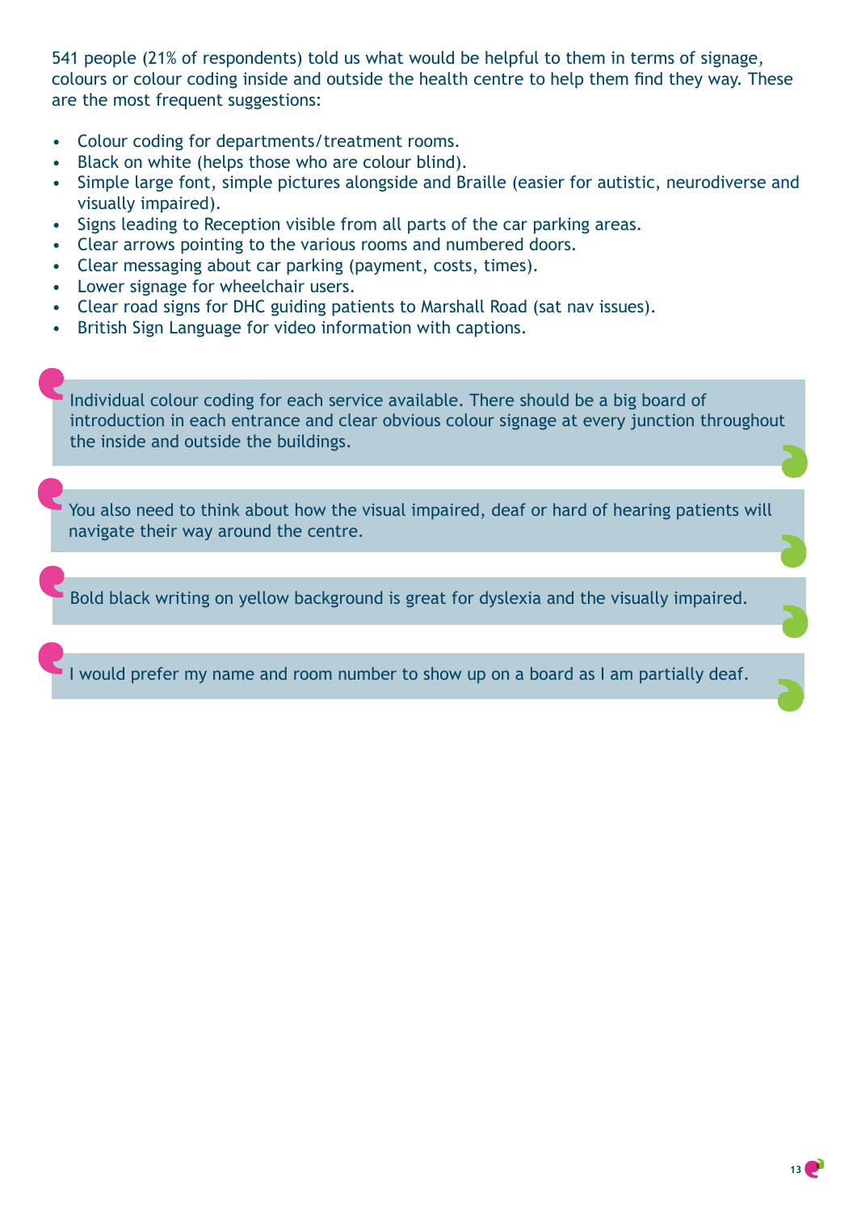541 people (21% of respondents) told us what would be helpful to them in terms of signage, colours or colour coding inside and outside the health centre to help them find they way. These are the most frequent suggestions:

- Colour coding for departments/treatment rooms.
- Black on white (helps those who are colour blind).
- Simple large font, simple pictures alongside and Braille (easier for autistic, neurodiverse and visually impaired).
- Signs leading to Reception visible from all parts of the car parking areas.
- Clear arrows pointing to the various rooms and numbered doors.
- Clear messaging about car parking (payment, costs, times).
- Lower signage for wheelchair users.
- Clear road signs for DHC guiding patients to Marshall Road (sat nav issues).
- British Sign Language for video information with captions.

> Individual colour coding for each service available. There should be a big board of introduction in each entrance and clear obvious colour signage at every junction throughout the inside and outside the buildings.

> You also need to think about how the visual impaired, deaf or hard of hearing patients will navigate their way around the centre.

> Bold black writing on yellow background is great for dyslexia and the visually impaired.

> I would prefer my name and room number to show up on a board as I am partially deaf.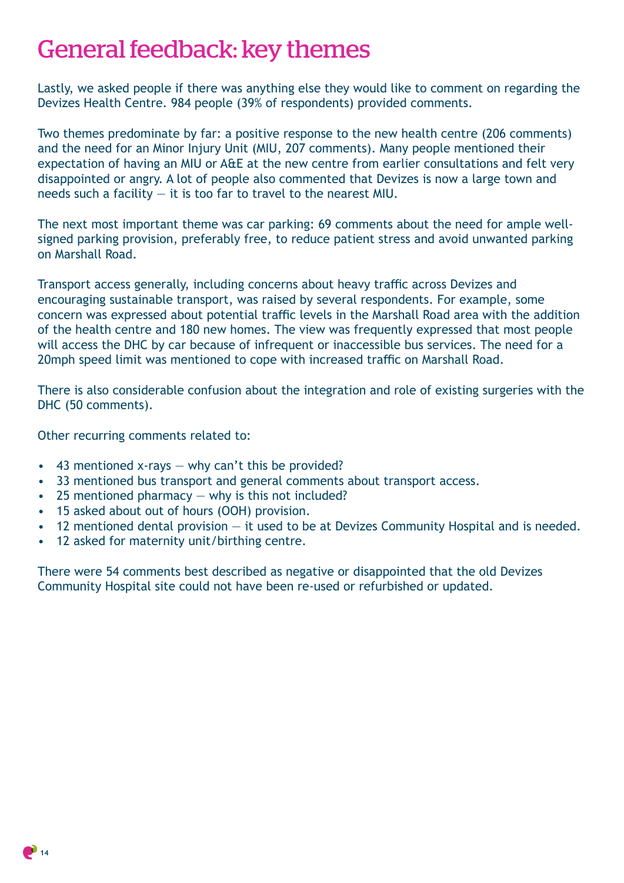# General feedback: key themes

Lastly, we asked people if there was anything else they would like to comment on regarding the Devizes Health Centre. 984 people (39% of respondents) provided comments.

Two themes predominate by far: a positive response to the new health centre (206 comments) and the need for an Minor Injury Unit (MIU, 207 comments). Many people mentioned their expectation of having an MIU or A&E at the new centre from earlier consultations and felt very disappointed or angry. A lot of people also commented that Devizes is now a large town and needs such a facility – it is too far to travel to the nearest MIU.

The next most important theme was car parking: 69 comments about the need for ample well-signed parking provision, preferably free, to reduce patient stress and avoid unwanted parking on Marshall Road.

Transport access generally, including concerns about heavy traffic across Devizes and encouraging sustainable transport, was raised by several respondents. For example, some concern was expressed about potential traffic levels in the Marshall Road area with the addition of the health centre and 180 new homes. The view was frequently expressed that most people will access the DHC by car because of infrequent or inaccessible bus services. The need for a 20mph speed limit was mentioned to cope with increased traffic on Marshall Road.

There is also considerable confusion about the integration and role of existing surgeries with the DHC (50 comments).

Other recurring comments related to:

- 43 mentioned x-rays – why can't this be provided?
- 33 mentioned bus transport and general comments about transport access.
- 25 mentioned pharmacy – why is this not included?
- 15 asked about out of hours (OOH) provision.
- 12 mentioned dental provision – it used to be at Devizes Community Hospital and is needed.
- 12 asked for maternity unit/birthing centre.

There were 54 comments best described as negative or disappointed that the old Devizes Community Hospital site could not have been re-used or refurbished or updated.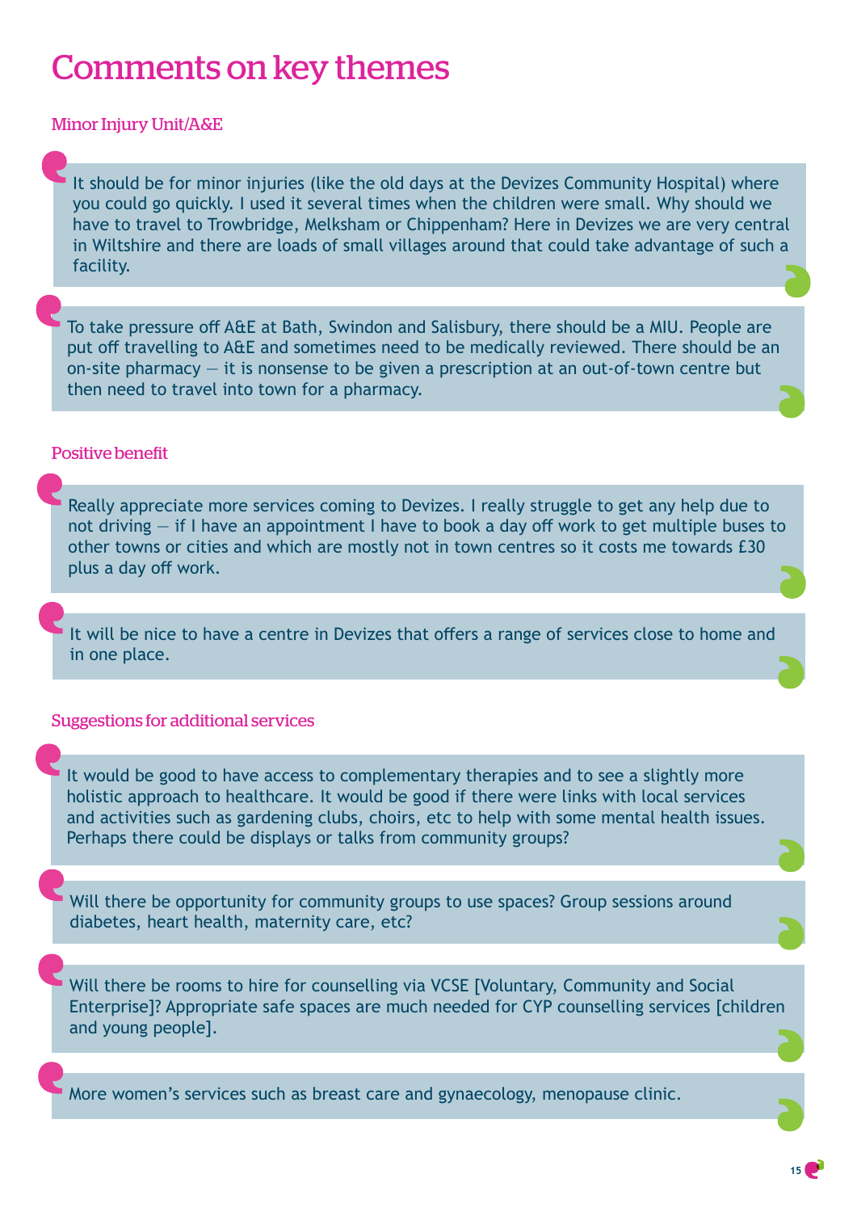# Comments on key themes

## Minor Injury Unit/A&E

> It should be for minor injuries (like the old days at the Devizes Community Hospital) where you could go quickly. I used it several times when the children were small. Why should we have to travel to Trowbridge, Melksham or Chippenham? Here in Devizes we are very central in Wiltshire and there are loads of small villages around that could take advantage of such a facility.

> To take pressure off A&E at Bath, Swindon and Salisbury, there should be a MIU. People are put off travelling to A&E and sometimes need to be medically reviewed. There should be an on-site pharmacy — it is nonsense to be given a prescription at an out-of-town centre but then need to travel into town for a pharmacy.

## Positive benefit

> Really appreciate more services coming to Devizes. I really struggle to get any help due to not driving — if I have an appointment I have to book a day off work to get multiple buses to other towns or cities and which are mostly not in town centres so it costs me towards £30 plus a day off work.

> It will be nice to have a centre in Devizes that offers a range of services close to home and in one place.

## Suggestions for additional services

> It would be good to have access to complementary therapies and to see a slightly more holistic approach to healthcare. It would be good if there were links with local services and activities such as gardening clubs, choirs, etc to help with some mental health issues. Perhaps there could be displays or talks from community groups?

> Will there be opportunity for community groups to use spaces? Group sessions around diabetes, heart health, maternity care, etc?

> Will there be rooms to hire for counselling via VCSE [Voluntary, Community and Social Enterprise]? Appropriate safe spaces are much needed for CYP counselling services [children and young people].

> More women's services such as breast care and gynaecology, menopause clinic.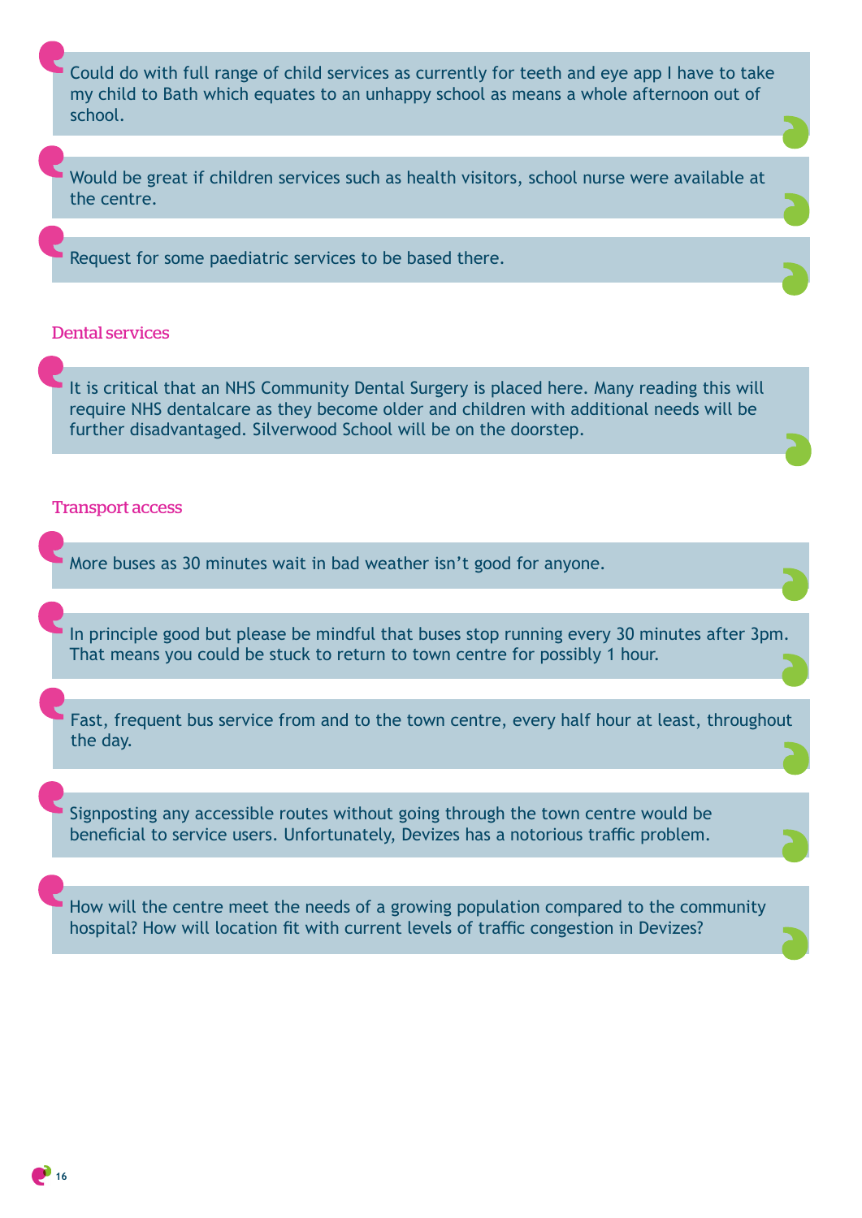> Could do with full range of child services as currently for teeth and eye app I have to take my child to Bath which equates to an unhappy school as means a whole afternoon out of school.

> Would be great if children services such as health visitors, school nurse were available at the centre.

> Request for some paediatric services to be based there.

## Dental services

> It is critical that an NHS Community Dental Surgery is placed here. Many reading this will require NHS dentalcare as they become older and children with additional needs will be further disadvantaged. Silverwood School will be on the doorstep.

## Transport access

> More buses as 30 minutes wait in bad weather isn't good for anyone.

> In principle good but please be mindful that buses stop running every 30 minutes after 3pm. That means you could be stuck to return to town centre for possibly 1 hour.

> Fast, frequent bus service from and to the town centre, every half hour at least, throughout the day.

> Signposting any accessible routes without going through the town centre would be beneficial to service users. Unfortunately, Devizes has a notorious traffic problem.

> How will the centre meet the needs of a growing population compared to the community hospital? How will location fit with current levels of traffic congestion in Devizes?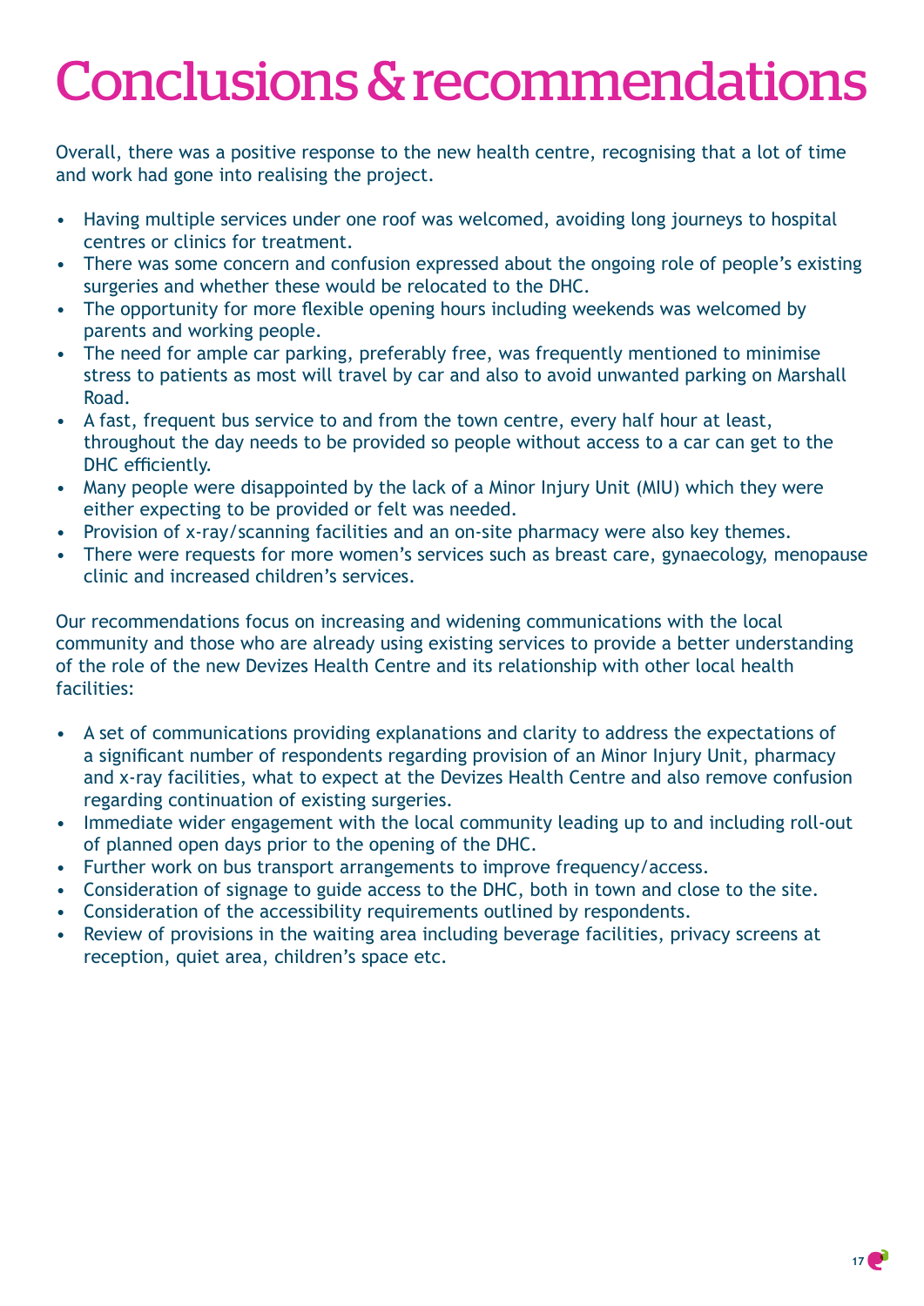# Conclusions & recommendations

Overall, there was a positive response to the new health centre, recognising that a lot of time and work had gone into realising the project.

- Having multiple services under one roof was welcomed, avoiding long journeys to hospital centres or clinics for treatment.
- There was some concern and confusion expressed about the ongoing role of people's existing surgeries and whether these would be relocated to the DHC.
- The opportunity for more flexible opening hours including weekends was welcomed by parents and working people.
- The need for ample car parking, preferably free, was frequently mentioned to minimise stress to patients as most will travel by car and also to avoid unwanted parking on Marshall Road.
- A fast, frequent bus service to and from the town centre, every half hour at least, throughout the day needs to be provided so people without access to a car can get to the DHC efficiently.
- Many people were disappointed by the lack of a Minor Injury Unit (MIU) which they were either expecting to be provided or felt was needed.
- Provision of x-ray/scanning facilities and an on-site pharmacy were also key themes.
- There were requests for more women's services such as breast care, gynaecology, menopause clinic and increased children's services.

Our recommendations focus on increasing and widening communications with the local community and those who are already using existing services to provide a better understanding of the role of the new Devizes Health Centre and its relationship with other local health facilities:

- A set of communications providing explanations and clarity to address the expectations of a significant number of respondents regarding provision of an Minor Injury Unit, pharmacy and x-ray facilities, what to expect at the Devizes Health Centre and also remove confusion regarding continuation of existing surgeries.
- Immediate wider engagement with the local community leading up to and including roll-out of planned open days prior to the opening of the DHC.
- Further work on bus transport arrangements to improve frequency/access.
- Consideration of signage to guide access to the DHC, both in town and close to the site.
- Consideration of the accessibility requirements outlined by respondents.
- Review of provisions in the waiting area including beverage facilities, privacy screens at reception, quiet area, children's space etc.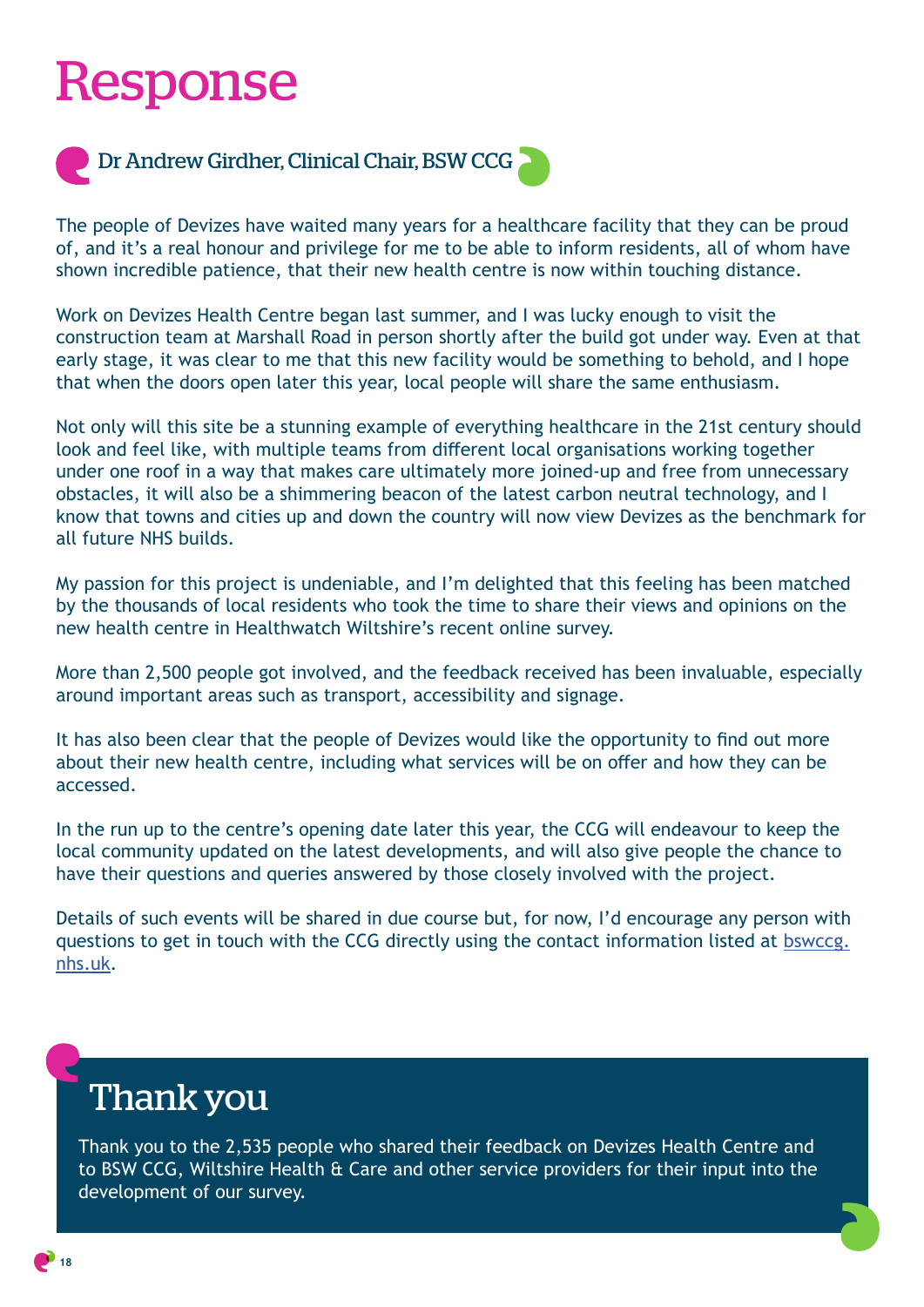# Response

### Dr Andrew Girdher, Clinical Chair, BSW CCG

The people of Devizes have waited many years for a healthcare facility that they can be proud of, and it's a real honour and privilege for me to be able to inform residents, all of whom have shown incredible patience, that their new health centre is now within touching distance.

Work on Devizes Health Centre began last summer, and I was lucky enough to visit the construction team at Marshall Road in person shortly after the build got under way. Even at that early stage, it was clear to me that this new facility would be something to behold, and I hope that when the doors open later this year, local people will share the same enthusiasm.

Not only will this site be a stunning example of everything healthcare in the 21st century should look and feel like, with multiple teams from different local organisations working together under one roof in a way that makes care ultimately more joined-up and free from unnecessary obstacles, it will also be a shimmering beacon of the latest carbon neutral technology, and I know that towns and cities up and down the country will now view Devizes as the benchmark for all future NHS builds.

My passion for this project is undeniable, and I'm delighted that this feeling has been matched by the thousands of local residents who took the time to share their views and opinions on the new health centre in Healthwatch Wiltshire's recent online survey.

More than 2,500 people got involved, and the feedback received has been invaluable, especially around important areas such as transport, accessibility and signage.

It has also been clear that the people of Devizes would like the opportunity to find out more about their new health centre, including what services will be on offer and how they can be accessed.

In the run up to the centre's opening date later this year, the CCG will endeavour to keep the local community updated on the latest developments, and will also give people the chance to have their questions and queries answered by those closely involved with the project.

Details of such events will be shared in due course but, for now, I'd encourage any person with questions to get in touch with the CCG directly using the contact information listed at [bswccg.nhs.uk](bswccg.nhs.uk).

## Thank you

Thank you to the 2,535 people who shared their feedback on Devizes Health Centre and to BSW CCG, Wiltshire Health & Care and other service providers for their input into the development of our survey.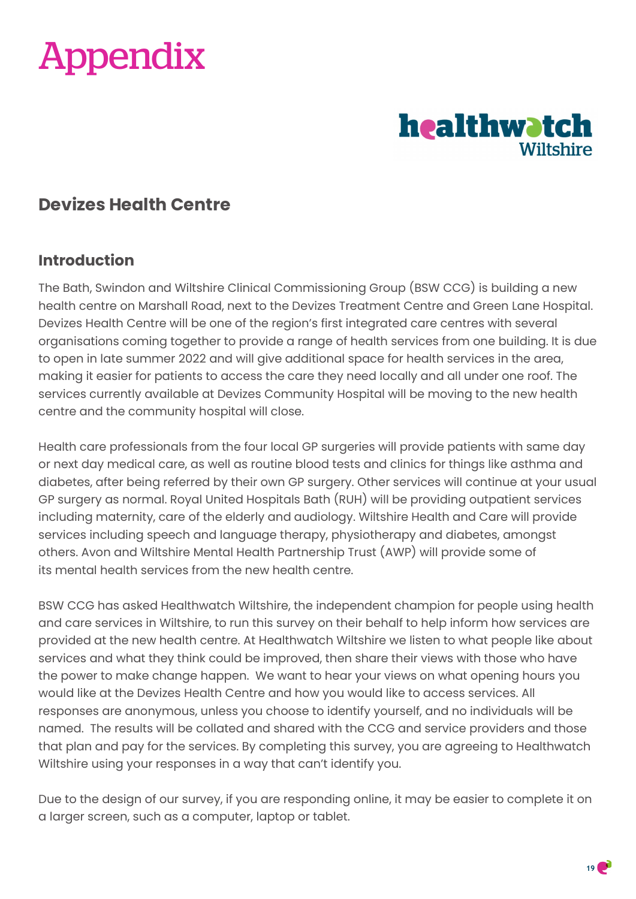# Appendix

## Devizes Health Centre

### Introduction

The Bath, Swindon and Wiltshire Clinical Commissioning Group (BSW CCG) is building a new health centre on Marshall Road, next to the Devizes Treatment Centre and Green Lane Hospital. Devizes Health Centre will be one of the region's first integrated care centres with several organisations coming together to provide a range of health services from one building. It is due to open in late summer 2022 and will give additional space for health services in the area, making it easier for patients to access the care they need locally and all under one roof. The services currently available at Devizes Community Hospital will be moving to the new health centre and the community hospital will close.

Health care professionals from the four local GP surgeries will provide patients with same day or next day medical care, as well as routine blood tests and clinics for things like asthma and diabetes, after being referred by their own GP surgery. Other services will continue at your usual GP surgery as normal. Royal United Hospitals Bath (RUH) will be providing outpatient services including maternity, care of the elderly and audiology. Wiltshire Health and Care will provide services including speech and language therapy, physiotherapy and diabetes, amongst others. Avon and Wiltshire Mental Health Partnership Trust (AWP) will provide some of its mental health services from the new health centre.

BSW CCG has asked Healthwatch Wiltshire, the independent champion for people using health and care services in Wiltshire, to run this survey on their behalf to help inform how services are provided at the new health centre. At Healthwatch Wiltshire we listen to what people like about services and what they think could be improved, then share their views with those who have the power to make change happen. We want to hear your views on what opening hours you would like at the Devizes Health Centre and how you would like to access services. All responses are anonymous, unless you choose to identify yourself, and no individuals will be named. The results will be collated and shared with the CCG and service providers and those that plan and pay for the services. By completing this survey, you are agreeing to Healthwatch Wiltshire using your responses in a way that can't identify you.

Due to the design of our survey, if you are responding online, it may be easier to complete it on a larger screen, such as a computer, laptop or tablet.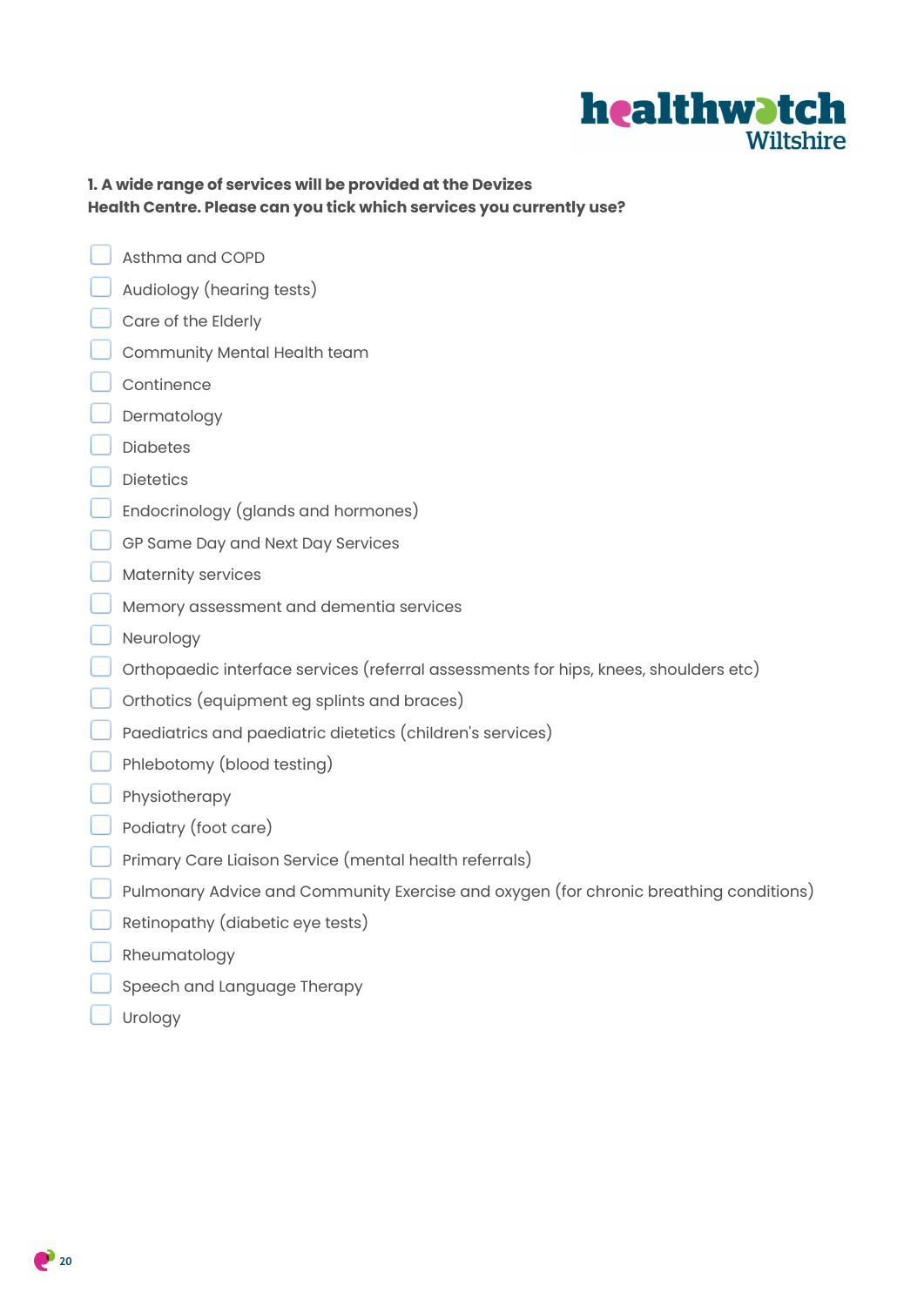**1. A wide range of services will be provided at the Devizes Health Centre. Please can you tick which services you currently use?**

- [ ] Asthma and COPD
- [ ] Audiology (hearing tests)
- [ ] Care of the Elderly
- [ ] Community Mental Health team
- [ ] Continence
- [ ] Dermatology
- [ ] Diabetes
- [ ] Dietetics
- [ ] Endocrinology (glands and hormones)
- [ ] GP Same Day and Next Day Services
- [ ] Maternity services
- [ ] Memory assessment and dementia services
- [ ] Neurology
- [ ] Orthopaedic interface services (referral assessments for hips, knees, shoulders etc)
- [ ] Orthotics (equipment eg splints and braces)
- [ ] Paediatrics and paediatric dietetics (children's services)
- [ ] Phlebotomy (blood testing)
- [ ] Physiotherapy
- [ ] Podiatry (foot care)
- [ ] Primary Care Liaison Service (mental health referrals)
- [ ] Pulmonary Advice and Community Exercise and oxygen (for chronic breathing conditions)
- [ ] Retinopathy (diabetic eye tests)
- [ ] Rheumatology
- [ ] Speech and Language Therapy
- [ ] Urology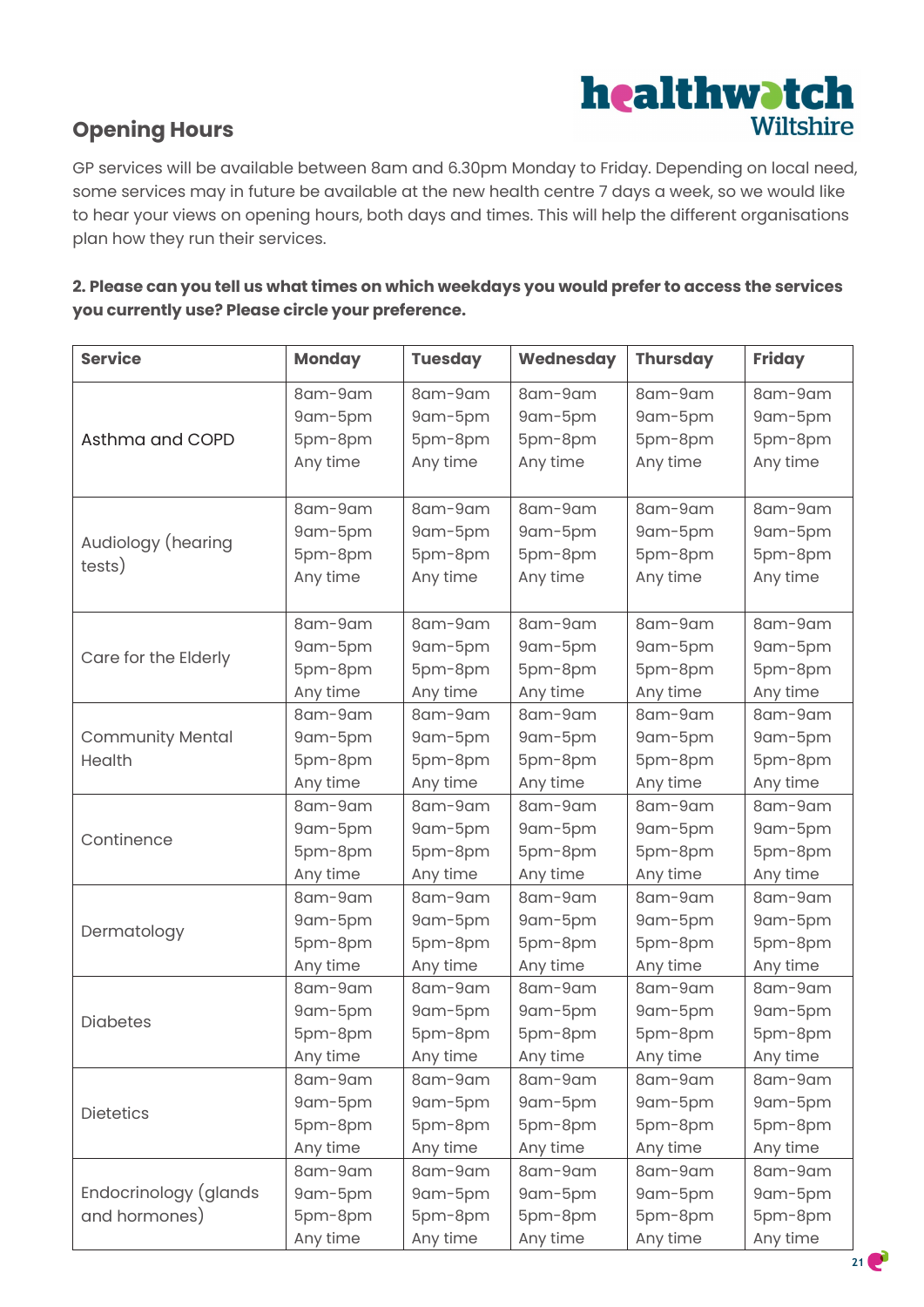## Opening Hours

GP services will be available between 8am and 6.30pm Monday to Friday. Depending on local need, some services may in future be available at the new health centre 7 days a week, so we would like to hear your views on opening hours, both days and times. This will help the different organisations plan how they run their services.

**2. Please can you tell us what times on which weekdays you would prefer to access the services you currently use? Please circle your preference.**

| Service | Monday | Tuesday | Wednesday | Thursday | Friday |
|---|---|---|---|---|---|
| Asthma and COPD | 8am-9am<br>9am-5pm<br>5pm-8pm<br>Any time | 8am-9am<br>9am-5pm<br>5pm-8pm<br>Any time | 8am-9am<br>9am-5pm<br>5pm-8pm<br>Any time | 8am-9am<br>9am-5pm<br>5pm-8pm<br>Any time | 8am-9am<br>9am-5pm<br>5pm-8pm<br>Any time |
| Audiology (hearing tests) | 8am-9am<br>9am-5pm<br>5pm-8pm<br>Any time | 8am-9am<br>9am-5pm<br>5pm-8pm<br>Any time | 8am-9am<br>9am-5pm<br>5pm-8pm<br>Any time | 8am-9am<br>9am-5pm<br>5pm-8pm<br>Any time | 8am-9am<br>9am-5pm<br>5pm-8pm<br>Any time |
| Care for the Elderly | 8am-9am<br>9am-5pm<br>5pm-8pm<br>Any time | 8am-9am<br>9am-5pm<br>5pm-8pm<br>Any time | 8am-9am<br>9am-5pm<br>5pm-8pm<br>Any time | 8am-9am<br>9am-5pm<br>5pm-8pm<br>Any time | 8am-9am<br>9am-5pm<br>5pm-8pm<br>Any time |
| Community Mental Health | 8am-9am<br>9am-5pm<br>5pm-8pm<br>Any time | 8am-9am<br>9am-5pm<br>5pm-8pm<br>Any time | 8am-9am<br>9am-5pm<br>5pm-8pm<br>Any time | 8am-9am<br>9am-5pm<br>5pm-8pm<br>Any time | 8am-9am<br>9am-5pm<br>5pm-8pm<br>Any time |
| Continence | 8am-9am<br>9am-5pm<br>5pm-8pm<br>Any time | 8am-9am<br>9am-5pm<br>5pm-8pm<br>Any time | 8am-9am<br>9am-5pm<br>5pm-8pm<br>Any time | 8am-9am<br>9am-5pm<br>5pm-8pm<br>Any time | 8am-9am<br>9am-5pm<br>5pm-8pm<br>Any time |
| Dermatology | 8am-9am<br>9am-5pm<br>5pm-8pm<br>Any time | 8am-9am<br>9am-5pm<br>5pm-8pm<br>Any time | 8am-9am<br>9am-5pm<br>5pm-8pm<br>Any time | 8am-9am<br>9am-5pm<br>5pm-8pm<br>Any time | 8am-9am<br>9am-5pm<br>5pm-8pm<br>Any time |
| Diabetes | 8am-9am<br>9am-5pm<br>5pm-8pm<br>Any time | 8am-9am<br>9am-5pm<br>5pm-8pm<br>Any time | 8am-9am<br>9am-5pm<br>5pm-8pm<br>Any time | 8am-9am<br>9am-5pm<br>5pm-8pm<br>Any time | 8am-9am<br>9am-5pm<br>5pm-8pm<br>Any time |
| Dietetics | 8am-9am<br>9am-5pm<br>5pm-8pm<br>Any time | 8am-9am<br>9am-5pm<br>5pm-8pm<br>Any time | 8am-9am<br>9am-5pm<br>5pm-8pm<br>Any time | 8am-9am<br>9am-5pm<br>5pm-8pm<br>Any time | 8am-9am<br>9am-5pm<br>5pm-8pm<br>Any time |
| Endocrinology (glands and hormones) | 8am-9am<br>9am-5pm<br>5pm-8pm<br>Any time | 8am-9am<br>9am-5pm<br>5pm-8pm<br>Any time | 8am-9am<br>9am-5pm<br>5pm-8pm<br>Any time | 8am-9am<br>9am-5pm<br>5pm-8pm<br>Any time | 8am-9am<br>9am-5pm<br>5pm-8pm<br>Any time |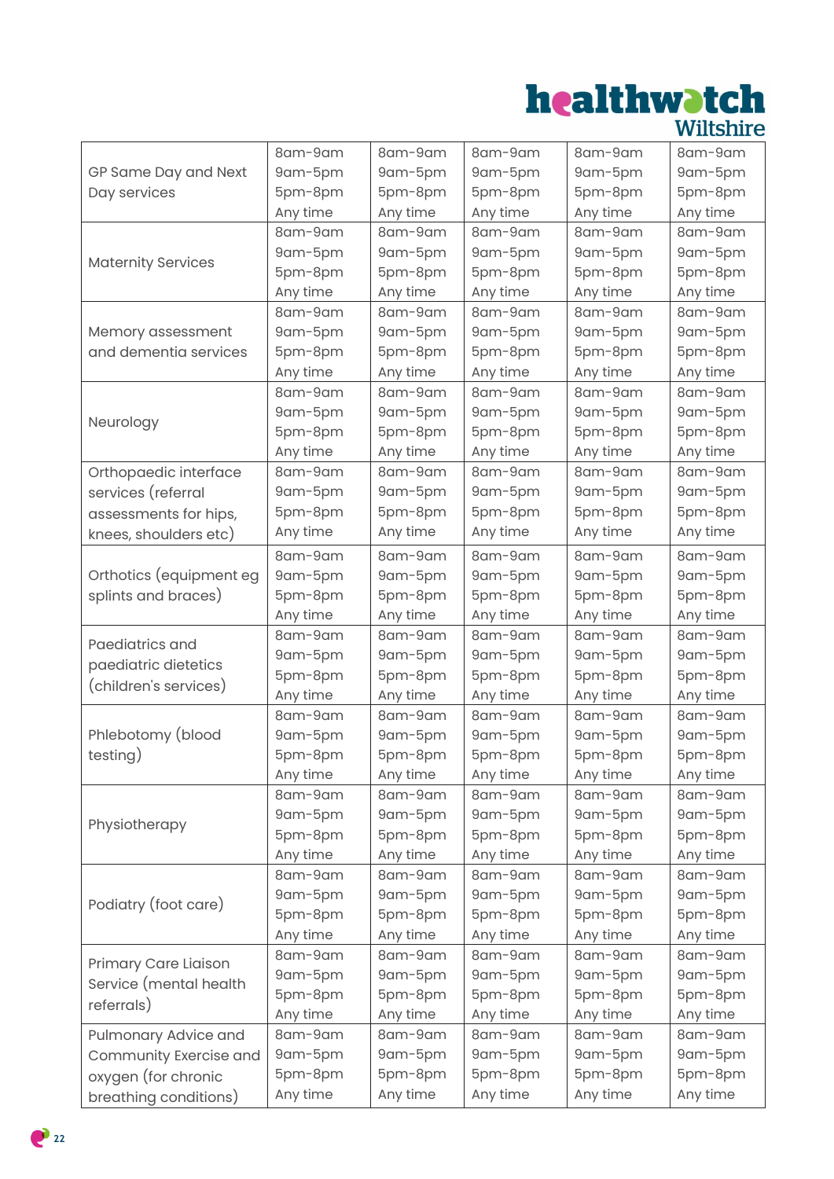| | | | | | |
|---|---|---|---|---|---|
| GP Same Day and Next Day services | 8am-9am<br>9am-5pm<br>5pm-8pm<br>Any time | 8am-9am<br>9am-5pm<br>5pm-8pm<br>Any time | 8am-9am<br>9am-5pm<br>5pm-8pm<br>Any time | 8am-9am<br>9am-5pm<br>5pm-8pm<br>Any time | 8am-9am<br>9am-5pm<br>5pm-8pm<br>Any time |
| Maternity Services | 8am-9am<br>9am-5pm<br>5pm-8pm<br>Any time | 8am-9am<br>9am-5pm<br>5pm-8pm<br>Any time | 8am-9am<br>9am-5pm<br>5pm-8pm<br>Any time | 8am-9am<br>9am-5pm<br>5pm-8pm<br>Any time | 8am-9am<br>9am-5pm<br>5pm-8pm<br>Any time |
| Memory assessment and dementia services | 8am-9am<br>9am-5pm<br>5pm-8pm<br>Any time | 8am-9am<br>9am-5pm<br>5pm-8pm<br>Any time | 8am-9am<br>9am-5pm<br>5pm-8pm<br>Any time | 8am-9am<br>9am-5pm<br>5pm-8pm<br>Any time | 8am-9am<br>9am-5pm<br>5pm-8pm<br>Any time |
| Neurology | 8am-9am<br>9am-5pm<br>5pm-8pm<br>Any time | 8am-9am<br>9am-5pm<br>5pm-8pm<br>Any time | 8am-9am<br>9am-5pm<br>5pm-8pm<br>Any time | 8am-9am<br>9am-5pm<br>5pm-8pm<br>Any time | 8am-9am<br>9am-5pm<br>5pm-8pm<br>Any time |
| Orthopaedic interface services (referral assessments for hips, knees, shoulders etc) | 8am-9am<br>9am-5pm<br>5pm-8pm<br>Any time | 8am-9am<br>9am-5pm<br>5pm-8pm<br>Any time | 8am-9am<br>9am-5pm<br>5pm-8pm<br>Any time | 8am-9am<br>9am-5pm<br>5pm-8pm<br>Any time | 8am-9am<br>9am-5pm<br>5pm-8pm<br>Any time |
| Orthotics (equipment eg splints and braces) | 8am-9am<br>9am-5pm<br>5pm-8pm<br>Any time | 8am-9am<br>9am-5pm<br>5pm-8pm<br>Any time | 8am-9am<br>9am-5pm<br>5pm-8pm<br>Any time | 8am-9am<br>9am-5pm<br>5pm-8pm<br>Any time | 8am-9am<br>9am-5pm<br>5pm-8pm<br>Any time |
| Paediatrics and paediatric dietetics (children's services) | 8am-9am<br>9am-5pm<br>5pm-8pm<br>Any time | 8am-9am<br>9am-5pm<br>5pm-8pm<br>Any time | 8am-9am<br>9am-5pm<br>5pm-8pm<br>Any time | 8am-9am<br>9am-5pm<br>5pm-8pm<br>Any time | 8am-9am<br>9am-5pm<br>5pm-8pm<br>Any time |
| Phlebotomy (blood testing) | 8am-9am<br>9am-5pm<br>5pm-8pm<br>Any time | 8am-9am<br>9am-5pm<br>5pm-8pm<br>Any time | 8am-9am<br>9am-5pm<br>5pm-8pm<br>Any time | 8am-9am<br>9am-5pm<br>5pm-8pm<br>Any time | 8am-9am<br>9am-5pm<br>5pm-8pm<br>Any time |
| Physiotherapy | 8am-9am<br>9am-5pm<br>5pm-8pm<br>Any time | 8am-9am<br>9am-5pm<br>5pm-8pm<br>Any time | 8am-9am<br>9am-5pm<br>5pm-8pm<br>Any time | 8am-9am<br>9am-5pm<br>5pm-8pm<br>Any time | 8am-9am<br>9am-5pm<br>5pm-8pm<br>Any time |
| Podiatry (foot care) | 8am-9am<br>9am-5pm<br>5pm-8pm<br>Any time | 8am-9am<br>9am-5pm<br>5pm-8pm<br>Any time | 8am-9am<br>9am-5pm<br>5pm-8pm<br>Any time | 8am-9am<br>9am-5pm<br>5pm-8pm<br>Any time | 8am-9am<br>9am-5pm<br>5pm-8pm<br>Any time |
| Primary Care Liaison Service (mental health referrals) | 8am-9am<br>9am-5pm<br>5pm-8pm<br>Any time | 8am-9am<br>9am-5pm<br>5pm-8pm<br>Any time | 8am-9am<br>9am-5pm<br>5pm-8pm<br>Any time | 8am-9am<br>9am-5pm<br>5pm-8pm<br>Any time | 8am-9am<br>9am-5pm<br>5pm-8pm<br>Any time |
| Pulmonary Advice and Community Exercise and oxygen (for chronic breathing conditions) | 8am-9am<br>9am-5pm<br>5pm-8pm<br>Any time | 8am-9am<br>9am-5pm<br>5pm-8pm<br>Any time | 8am-9am<br>9am-5pm<br>5pm-8pm<br>Any time | 8am-9am<br>9am-5pm<br>5pm-8pm<br>Any time | 8am-9am<br>9am-5pm<br>5pm-8pm<br>Any time |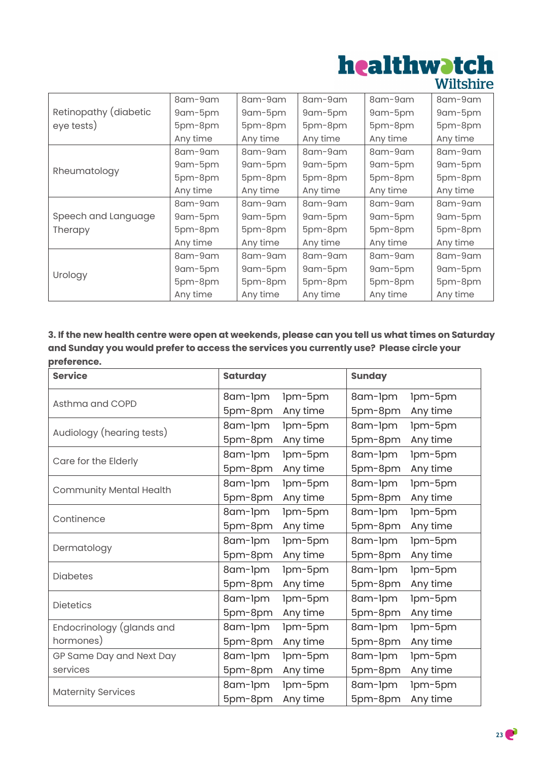| | | | | | |
|---|---|---|---|---|---|
| Retinopathy (diabetic eye tests) | 8am-9am<br>9am-5pm<br>5pm-8pm<br>Any time | 8am-9am<br>9am-5pm<br>5pm-8pm<br>Any time | 8am-9am<br>9am-5pm<br>5pm-8pm<br>Any time | 8am-9am<br>9am-5pm<br>5pm-8pm<br>Any time | 8am-9am<br>9am-5pm<br>5pm-8pm<br>Any time |
| Rheumatology | 8am-9am<br>9am-5pm<br>5pm-8pm<br>Any time | 8am-9am<br>9am-5pm<br>5pm-8pm<br>Any time | 8am-9am<br>9am-5pm<br>5pm-8pm<br>Any time | 8am-9am<br>9am-5pm<br>5pm-8pm<br>Any time | 8am-9am<br>9am-5pm<br>5pm-8pm<br>Any time |
| Speech and Language Therapy | 8am-9am<br>9am-5pm<br>5pm-8pm<br>Any time | 8am-9am<br>9am-5pm<br>5pm-8pm<br>Any time | 8am-9am<br>9am-5pm<br>5pm-8pm<br>Any time | 8am-9am<br>9am-5pm<br>5pm-8pm<br>Any time | 8am-9am<br>9am-5pm<br>5pm-8pm<br>Any time |
| Urology | 8am-9am<br>9am-5pm<br>5pm-8pm<br>Any time | 8am-9am<br>9am-5pm<br>5pm-8pm<br>Any time | 8am-9am<br>9am-5pm<br>5pm-8pm<br>Any time | 8am-9am<br>9am-5pm<br>5pm-8pm<br>Any time | 8am-9am<br>9am-5pm<br>5pm-8pm<br>Any time |

**3. If the new health centre were open at weekends, please can you tell us what times on Saturday and Sunday you would prefer to access the services you currently use? Please circle your preference.**

| Service | Saturday | Sunday |
|---|---|---|
| Asthma and COPD | 8am-1pm 1pm-5pm<br>5pm-8pm Any time | 8am-1pm 1pm-5pm<br>5pm-8pm Any time |
| Audiology (hearing tests) | 8am-1pm 1pm-5pm<br>5pm-8pm Any time | 8am-1pm 1pm-5pm<br>5pm-8pm Any time |
| Care for the Elderly | 8am-1pm 1pm-5pm<br>5pm-8pm Any time | 8am-1pm 1pm-5pm<br>5pm-8pm Any time |
| Community Mental Health | 8am-1pm 1pm-5pm<br>5pm-8pm Any time | 8am-1pm 1pm-5pm<br>5pm-8pm Any time |
| Continence | 8am-1pm 1pm-5pm<br>5pm-8pm Any time | 8am-1pm 1pm-5pm<br>5pm-8pm Any time |
| Dermatology | 8am-1pm 1pm-5pm<br>5pm-8pm Any time | 8am-1pm 1pm-5pm<br>5pm-8pm Any time |
| Diabetes | 8am-1pm 1pm-5pm<br>5pm-8pm Any time | 8am-1pm 1pm-5pm<br>5pm-8pm Any time |
| Dietetics | 8am-1pm 1pm-5pm<br>5pm-8pm Any time | 8am-1pm 1pm-5pm<br>5pm-8pm Any time |
| Endocrinology (glands and hormones) | 8am-1pm 1pm-5pm<br>5pm-8pm Any time | 8am-1pm 1pm-5pm<br>5pm-8pm Any time |
| GP Same Day and Next Day services | 8am-1pm 1pm-5pm<br>5pm-8pm Any time | 8am-1pm 1pm-5pm<br>5pm-8pm Any time |
| Maternity Services | 8am-1pm 1pm-5pm<br>5pm-8pm Any time | 8am-1pm 1pm-5pm<br>5pm-8pm Any time |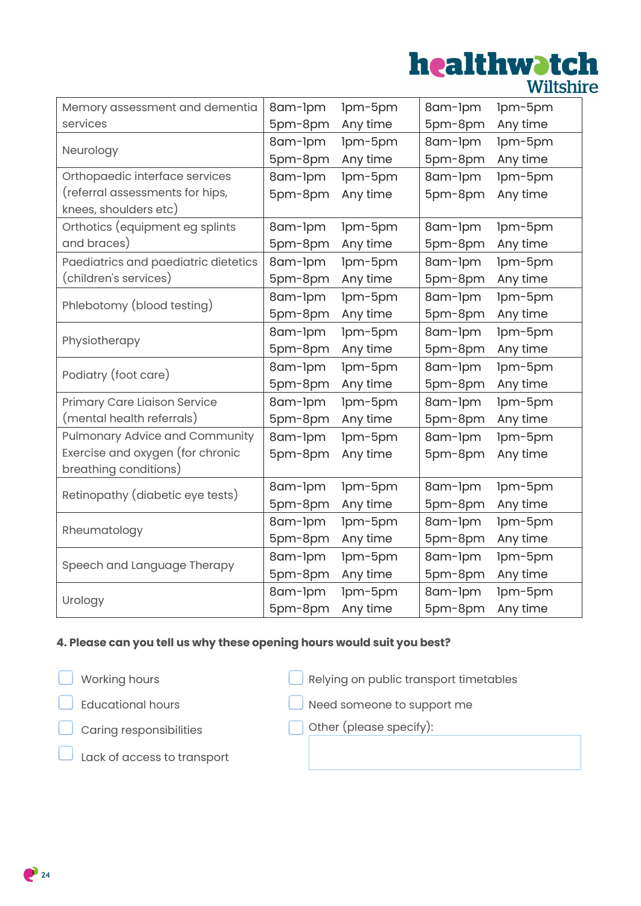| | | |
|---|---|---|
| Memory assessment and dementia services | 8am-1pm 1pm-5pm 5pm-8pm Any time | 8am-1pm 1pm-5pm 5pm-8pm Any time |
| Neurology | 8am-1pm 1pm-5pm 5pm-8pm Any time | 8am-1pm 1pm-5pm 5pm-8pm Any time |
| Orthopaedic interface services (referral assessments for hips, knees, shoulders etc) | 8am-1pm 1pm-5pm 5pm-8pm Any time | 8am-1pm 1pm-5pm 5pm-8pm Any time |
| Orthotics (equipment eg splints and braces) | 8am-1pm 1pm-5pm 5pm-8pm Any time | 8am-1pm 1pm-5pm 5pm-8pm Any time |
| Paediatrics and paediatric dietetics (children's services) | 8am-1pm 1pm-5pm 5pm-8pm Any time | 8am-1pm 1pm-5pm 5pm-8pm Any time |
| Phlebotomy (blood testing) | 8am-1pm 1pm-5pm 5pm-8pm Any time | 8am-1pm 1pm-5pm 5pm-8pm Any time |
| Physiotherapy | 8am-1pm 1pm-5pm 5pm-8pm Any time | 8am-1pm 1pm-5pm 5pm-8pm Any time |
| Podiatry (foot care) | 8am-1pm 1pm-5pm 5pm-8pm Any time | 8am-1pm 1pm-5pm 5pm-8pm Any time |
| Primary Care Liaison Service (mental health referrals) | 8am-1pm 1pm-5pm 5pm-8pm Any time | 8am-1pm 1pm-5pm 5pm-8pm Any time |
| Pulmonary Advice and Community Exercise and oxygen (for chronic breathing conditions) | 8am-1pm 1pm-5pm 5pm-8pm Any time | 8am-1pm 1pm-5pm 5pm-8pm Any time |
| Retinopathy (diabetic eye tests) | 8am-1pm 1pm-5pm 5pm-8pm Any time | 8am-1pm 1pm-5pm 5pm-8pm Any time |
| Rheumatology | 8am-1pm 1pm-5pm 5pm-8pm Any time | 8am-1pm 1pm-5pm 5pm-8pm Any time |
| Speech and Language Therapy | 8am-1pm 1pm-5pm 5pm-8pm Any time | 8am-1pm 1pm-5pm 5pm-8pm Any time |
| Urology | 8am-1pm 1pm-5pm 5pm-8pm Any time | 8am-1pm 1pm-5pm 5pm-8pm Any time |

**4. Please can you tell us why these opening hours would suit you best?**

- ☐ Working hours
- ☐ Educational hours
- ☐ Caring responsibilities
- ☐ Lack of access to transport
- ☐ Relying on public transport timetables
- ☐ Need someone to support me
- ☐ Other (please specify):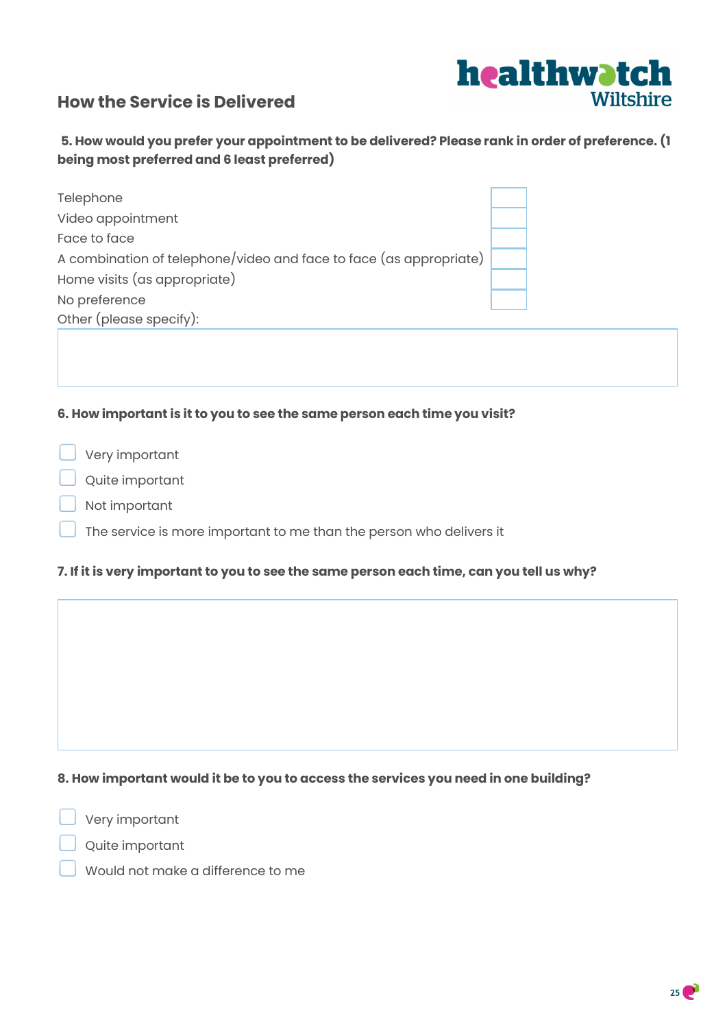## How the Service is Delivered

**5. How would you prefer your appointment to be delivered? Please rank in order of preference. (1 being most preferred and 6 least preferred)**

| Option | Rank |
|---|---|
| Telephone | |
| Video appointment | |
| Face to face | |
| A combination of telephone/video and face to face (as appropriate) | |
| Home visits (as appropriate) | |
| No preference | |

Other (please specify):

**6. How important is it to you to see the same person each time you visit?**

- ☐ Very important
- ☐ Quite important
- ☐ Not important
- ☐ The service is more important to me than the person who delivers it

**7. If it is very important to you to see the same person each time, can you tell us why?**

**8. How important would it be to you to access the services you need in one building?**

- ☐ Very important
- ☐ Quite important
- ☐ Would not make a difference to me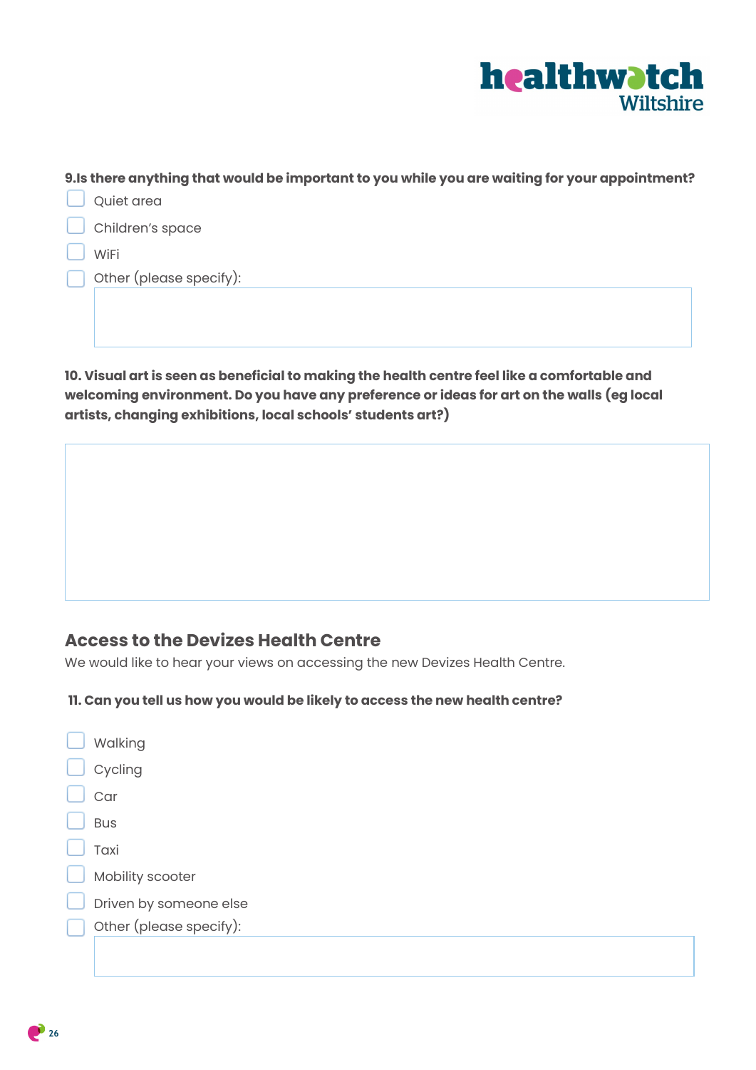**9.Is there anything that would be important to you while you are waiting for your appointment?**

- [ ] Quiet area
- [ ] Children's space
- [ ] WiFi
- [ ] Other (please specify):

**10. Visual art is seen as beneficial to making the health centre feel like a comfortable and welcoming environment. Do you have any preference or ideas for art on the walls (eg local artists, changing exhibitions, local schools' students art?)**

## Access to the Devizes Health Centre

We would like to hear your views on accessing the new Devizes Health Centre.

**11. Can you tell us how you would be likely to access the new health centre?**

- [ ] Walking
- [ ] Cycling
- [ ] Car
- [ ] Bus
- [ ] Taxi
- [ ] Mobility scooter
- [ ] Driven by someone else
- [ ] Other (please specify):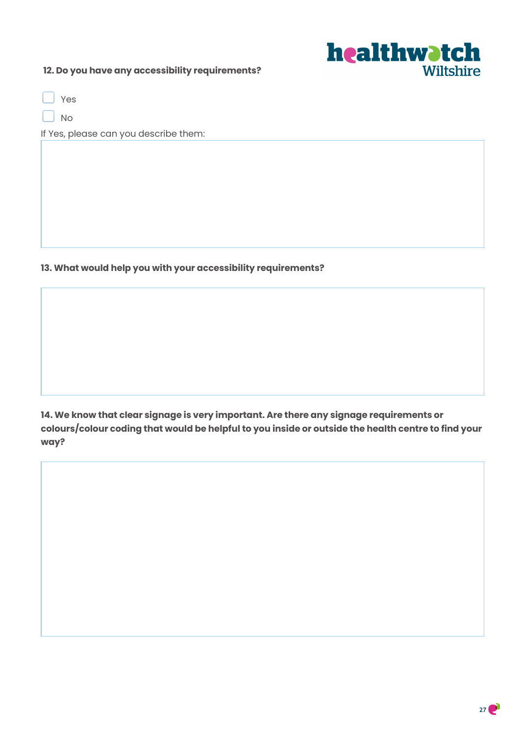**12. Do you have any accessibility requirements?**

- [ ] Yes
- [ ] No

If Yes, please can you describe them:

**13. What would help you with your accessibility requirements?**

**14. We know that clear signage is very important. Are there any signage requirements or colours/colour coding that would be helpful to you inside or outside the health centre to find your way?**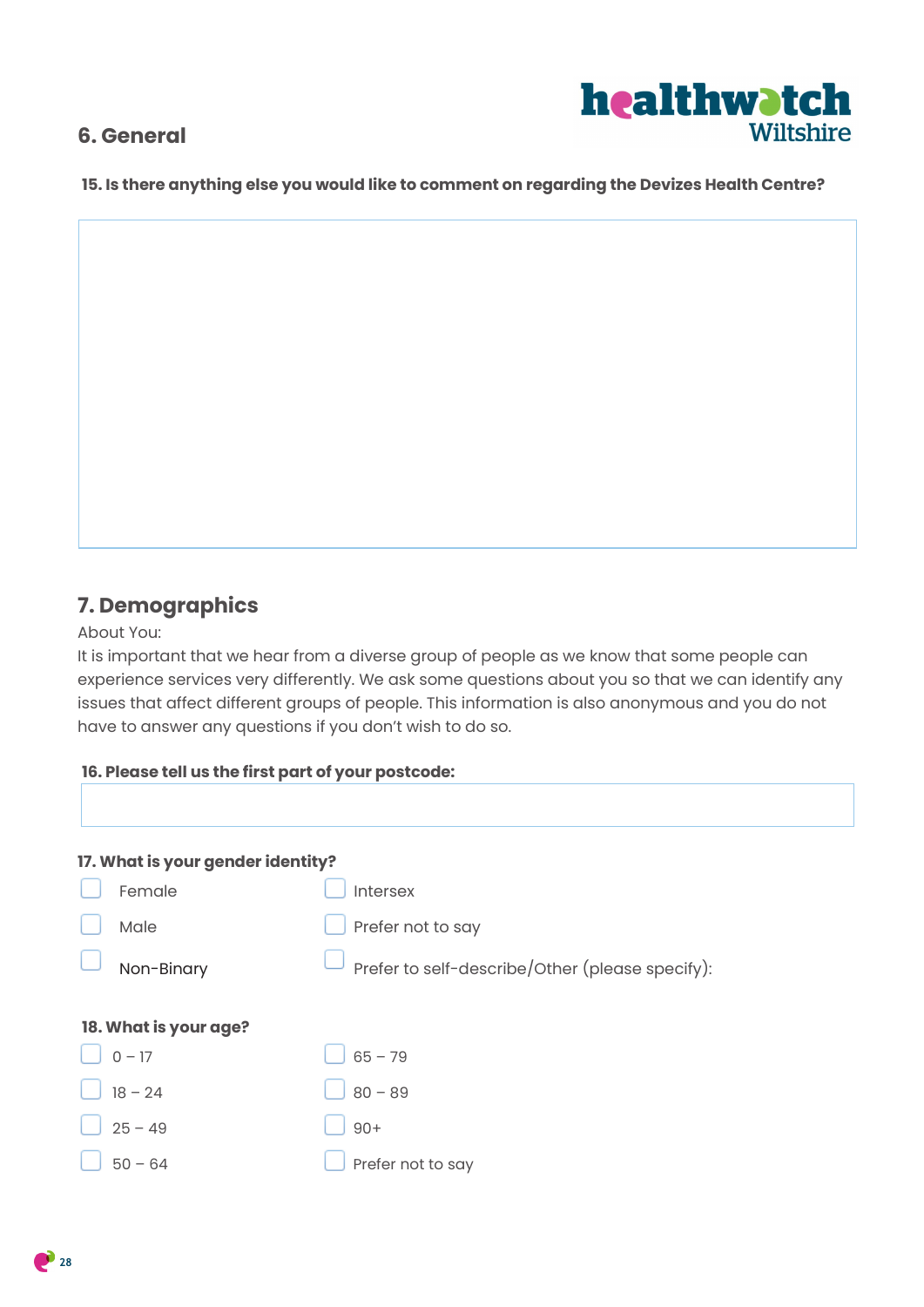## 6. General

**15. Is there anything else you would like to comment on regarding the Devizes Health Centre?**

## 7. Demographics

About You:

It is important that we hear from a diverse group of people as we know that some people can experience services very differently. We ask some questions about you so that we can identify any issues that affect different groups of people. This information is also anonymous and you do not have to answer any questions if you don't wish to do so.

**16. Please tell us the first part of your postcode:**

**17. What is your gender identity?**

- ☐ Female
- ☐ Male
- ☐ Non-Binary
- ☐ Intersex
- ☐ Prefer not to say
- ☐ Prefer to self-describe/Other (please specify):

**18. What is your age?**

- ☐ 0 – 17
- ☐ 18 – 24
- ☐ 25 – 49
- ☐ 50 – 64
- ☐ 65 – 79
- ☐ 80 – 89
- ☐ 90+
- ☐ Prefer not to say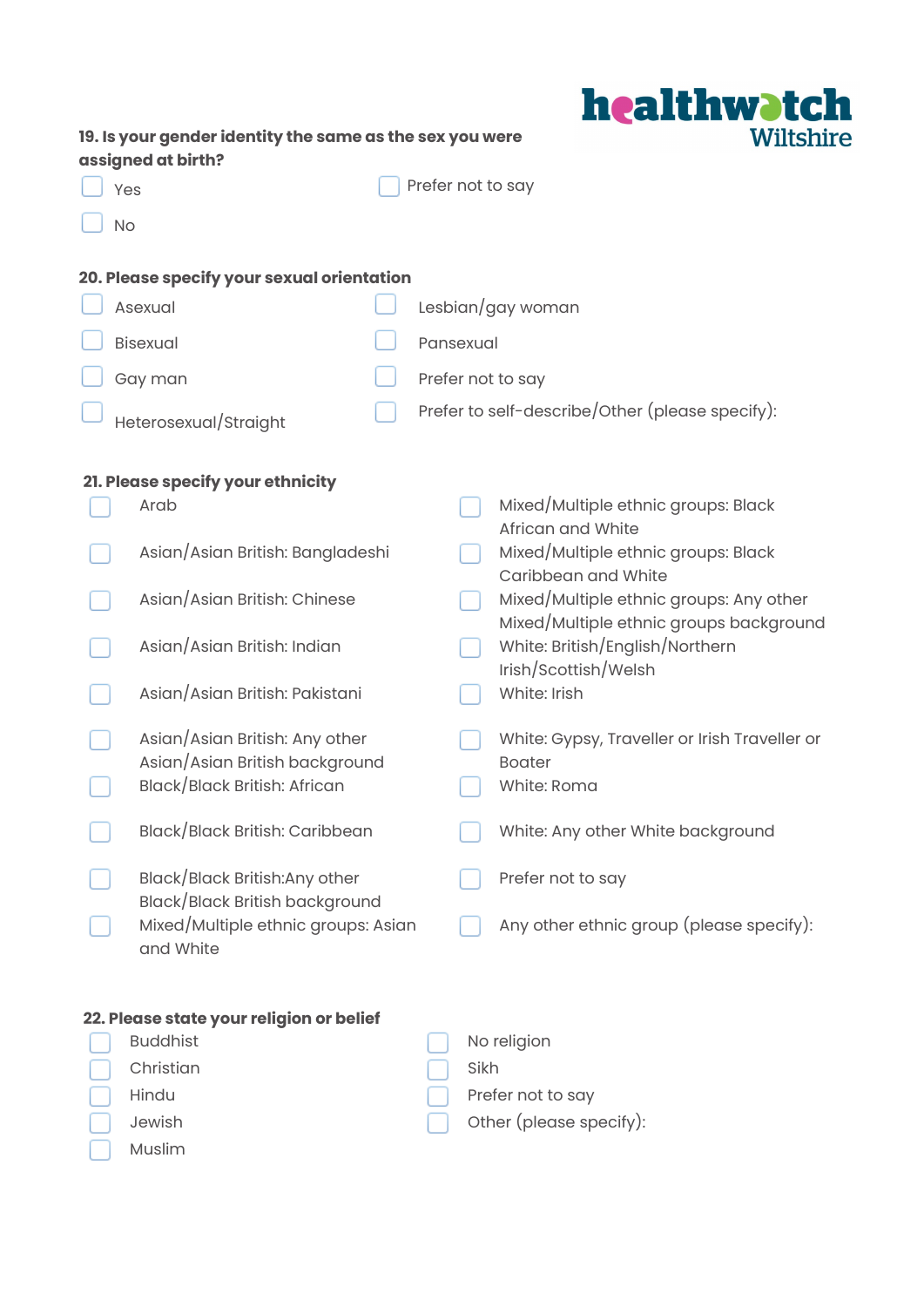**19. Is your gender identity the same as the sex you were assigned at birth?**

- [ ] Yes
- [ ] No
- [ ] Prefer not to say

**20. Please specify your sexual orientation**

- [ ] Asexual
- [ ] Bisexual
- [ ] Gay man
- [ ] Heterosexual/Straight
- [ ] Lesbian/gay woman
- [ ] Pansexual
- [ ] Prefer not to say
- [ ] Prefer to self-describe/Other (please specify):

**21. Please specify your ethnicity**

- [ ] Arab
- [ ] Asian/Asian British: Bangladeshi
- [ ] Asian/Asian British: Chinese
- [ ] Asian/Asian British: Indian
- [ ] Asian/Asian British: Pakistani
- [ ] Asian/Asian British: Any other Asian/Asian British background
- [ ] Black/Black British: African
- [ ] Black/Black British: Caribbean
- [ ] Black/Black British:Any other Black/Black British background
- [ ] Mixed/Multiple ethnic groups: Asian and White
- [ ] Mixed/Multiple ethnic groups: Black African and White
- [ ] Mixed/Multiple ethnic groups: Black Caribbean and White
- [ ] Mixed/Multiple ethnic groups: Any other Mixed/Multiple ethnic groups background
- [ ] White: British/English/Northern Irish/Scottish/Welsh
- [ ] White: Irish
- [ ] White: Gypsy, Traveller or Irish Traveller or Boater
- [ ] White: Roma
- [ ] White: Any other White background
- [ ] Prefer not to say
- [ ] Any other ethnic group (please specify):

**22. Please state your religion or belief**

- [ ] Buddhist
- [ ] Christian
- [ ] Hindu
- [ ] Jewish
- [ ] Muslim
- [ ] No religion
- [ ] Sikh
- [ ] Prefer not to say
- [ ] Other (please specify):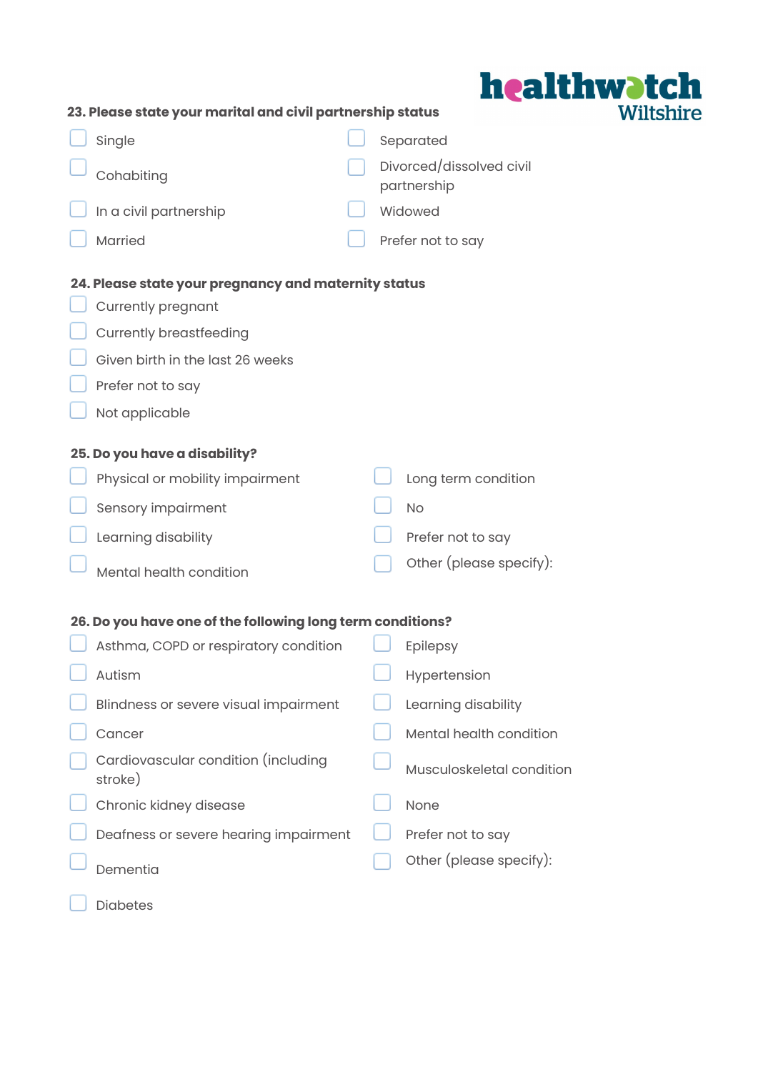**23. Please state your marital and civil partnership status**

- ☐ Single
- ☐ Cohabiting
- ☐ In a civil partnership
- ☐ Married
- ☐ Separated
- ☐ Divorced/dissolved civil partnership
- ☐ Widowed
- ☐ Prefer not to say

**24. Please state your pregnancy and maternity status**

- ☐ Currently pregnant
- ☐ Currently breastfeeding
- ☐ Given birth in the last 26 weeks
- ☐ Prefer not to say
- ☐ Not applicable

**25. Do you have a disability?**

- ☐ Physical or mobility impairment
- ☐ Sensory impairment
- ☐ Learning disability
- ☐ Mental health condition
- ☐ Long term condition
- ☐ No
- ☐ Prefer not to say
- ☐ Other (please specify):

**26. Do you have one of the following long term conditions?**

- ☐ Asthma, COPD or respiratory condition
- ☐ Autism
- ☐ Blindness or severe visual impairment
- ☐ Cancer
- ☐ Cardiovascular condition (including stroke)
- ☐ Chronic kidney disease
- ☐ Deafness or severe hearing impairment
- ☐ Dementia
- ☐ Diabetes
- ☐ Epilepsy
- ☐ Hypertension
- ☐ Learning disability
- ☐ Mental health condition
- ☐ Musculoskeletal condition
- ☐ None
- ☐ Prefer not to say
- ☐ Other (please specify):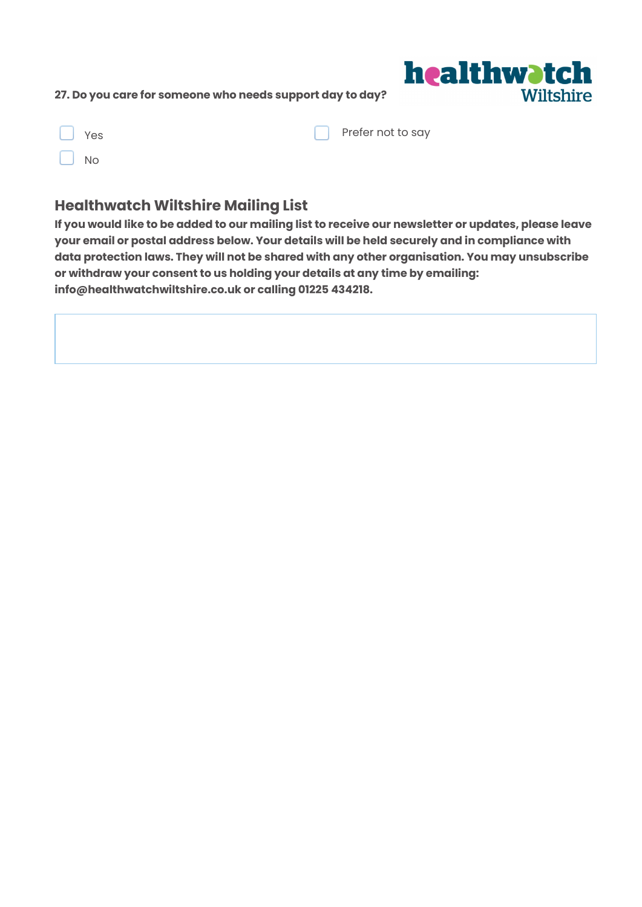**27. Do you care for someone who needs support day to day?**

- [ ] Yes
- [ ] No
- [ ] Prefer not to say

## Healthwatch Wiltshire Mailing List

**If you would like to be added to our mailing list to receive our newsletter or updates, please leave your email or postal address below. Your details will be held securely and in compliance with data protection laws. They will not be shared with any other organisation. You may unsubscribe or withdraw your consent to us holding your details at any time by emailing: info@healthwatchwiltshire.co.uk or calling 01225 434218.**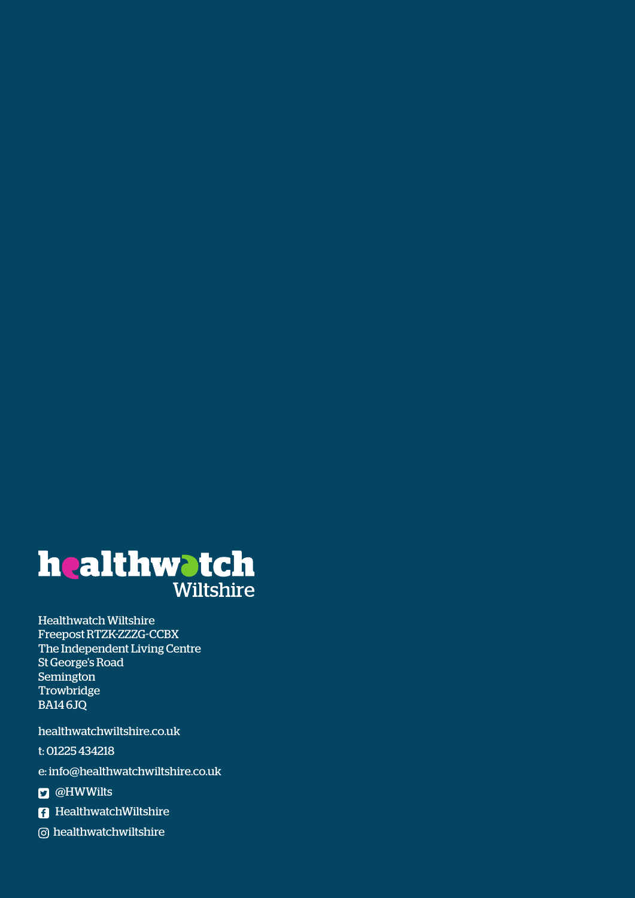**healthwatch** Wiltshire

Healthwatch Wiltshire
Freepost RTZK-ZZZG-CCBX
The Independent Living Centre
St George's Road
Semington
Trowbridge
BA14 6JQ

healthwatchwiltshire.co.uk

t: 01225 434218

e: info@healthwatchwiltshire.co.uk

@HWWilts

HealthwatchWiltshire

healthwatchwiltshire